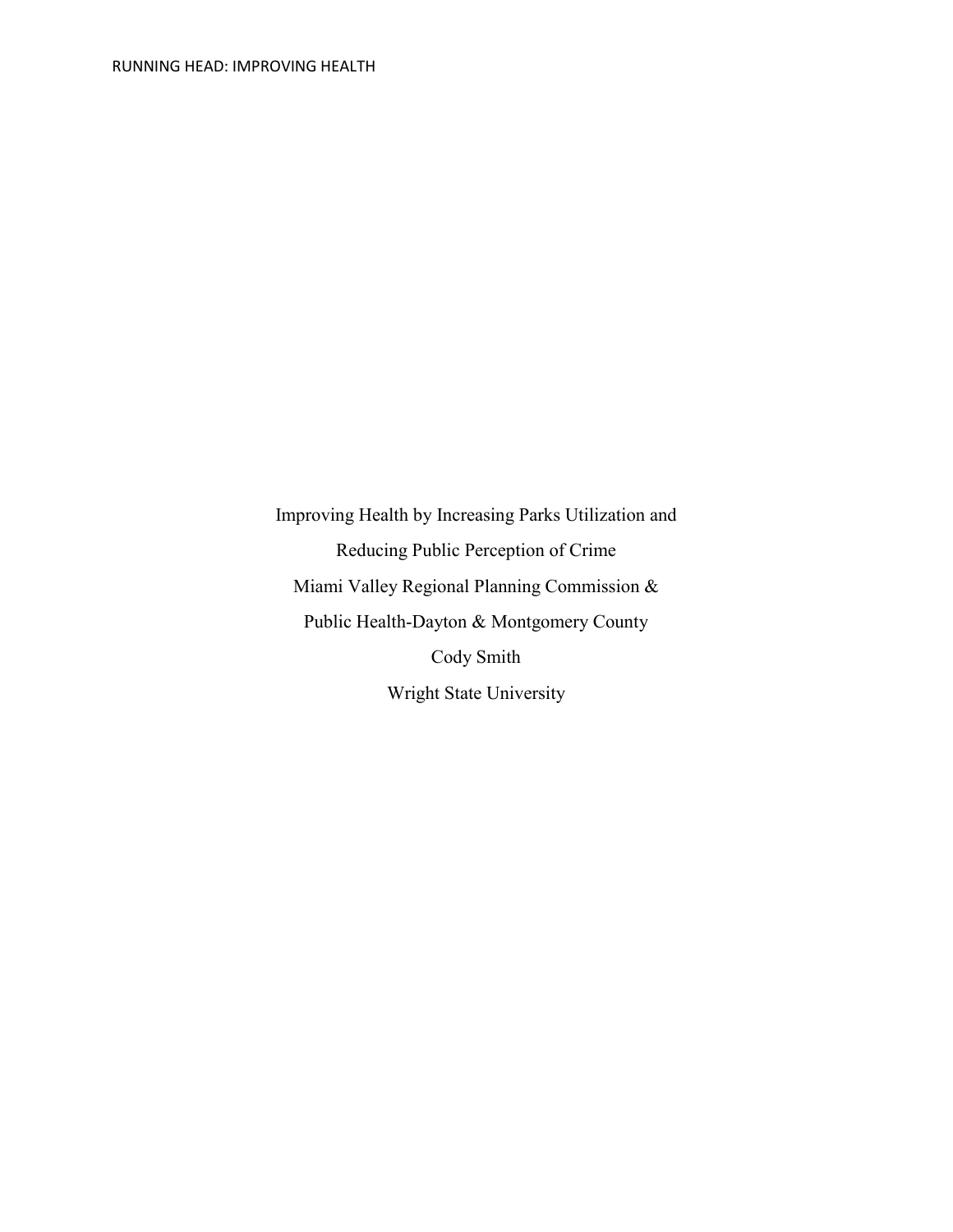# Improving Health by Increasing Parks Utilization and Reducing Public Perception of Crime

Miami Valley Regional Planning Commission &

Public Health-Dayton & Montgomery County

Cody Smith

Wright State University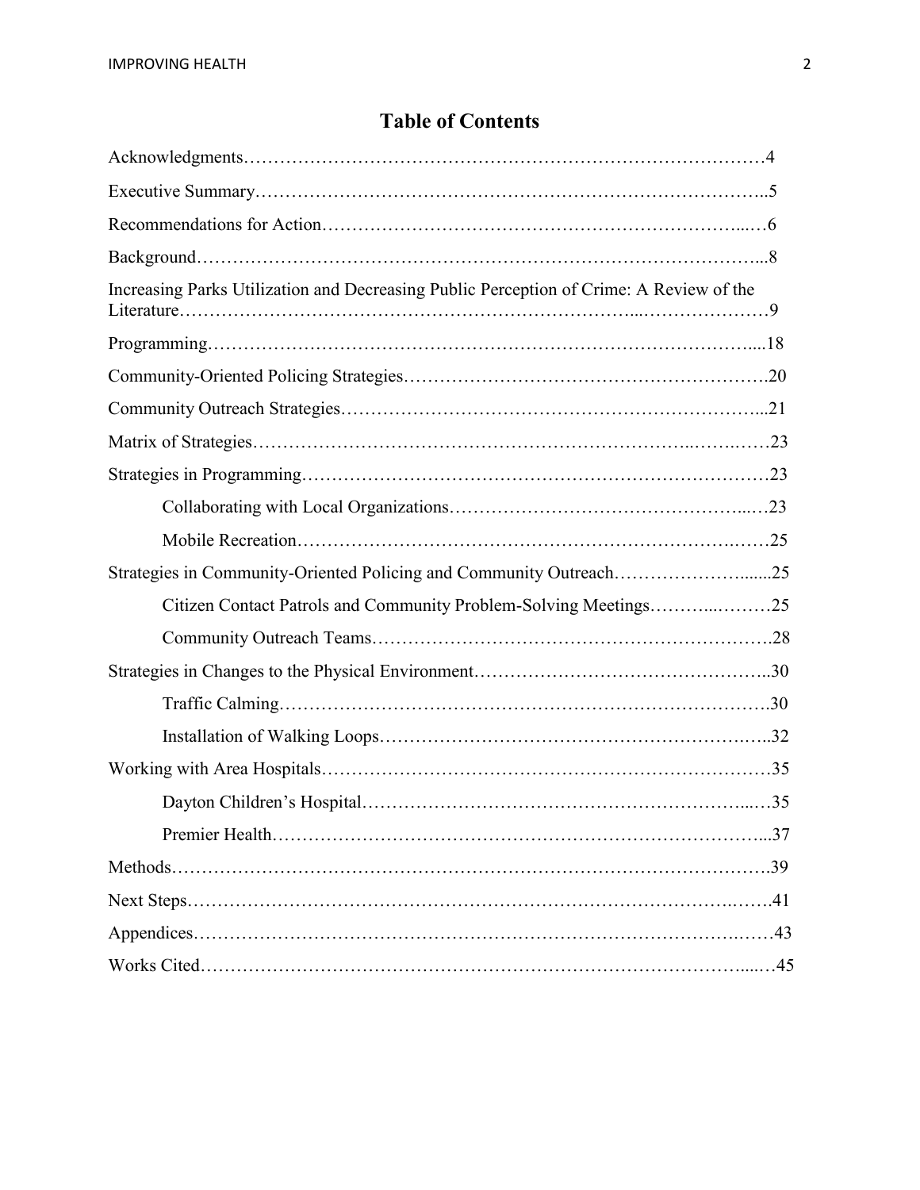# Table of Contents

Acknowledgments……………………………………………………………………………4

Executive Summary…………………………………………………………………………..5

Recommendations for Action………………………………………………………………...6

Background…………………………………………………………………………………...8

Increasing Parks Utilization and Decreasing Public Perception of Crime: A Review of the Literature…………………………………………………………………………………9

Programming………………………………………………………………………………....18

Community-Oriented Policing Strategies…………………………………………………….20

Community Outreach Strategies……………………………………………………………...21

Matrix of Strategies……………………………………………………………………………23

Strategies in Programming……………………………………………………………………23

- Collaborating with Local Organizations……………………………………………...…23
- Mobile Recreation………………………………………………………………………25

Strategies in Community-Oriented Policing and Community Outreach…………………......25

- Citizen Contact Patrols and Community Problem-Solving Meetings……………………25
- Community Outreach Teams…………………………………………………………….28

Strategies in Changes to the Physical Environment…………………………………………..30

- Traffic Calming…………………………………………………………………………….30
- Installation of Walking Loops…………………………………………………………..32

Working with Area Hospitals…………………………………………………………………35

- Dayton Children's Hospital…………………………………………………………...…35
- Premier Health…………………………………………………………………………...37

Methods………………………………………………………………………………………….39

Next Steps………………………………………………………………………………………41

Appendices………………………………………………………………………………………43

Works Cited……………………………………………………………………………………..45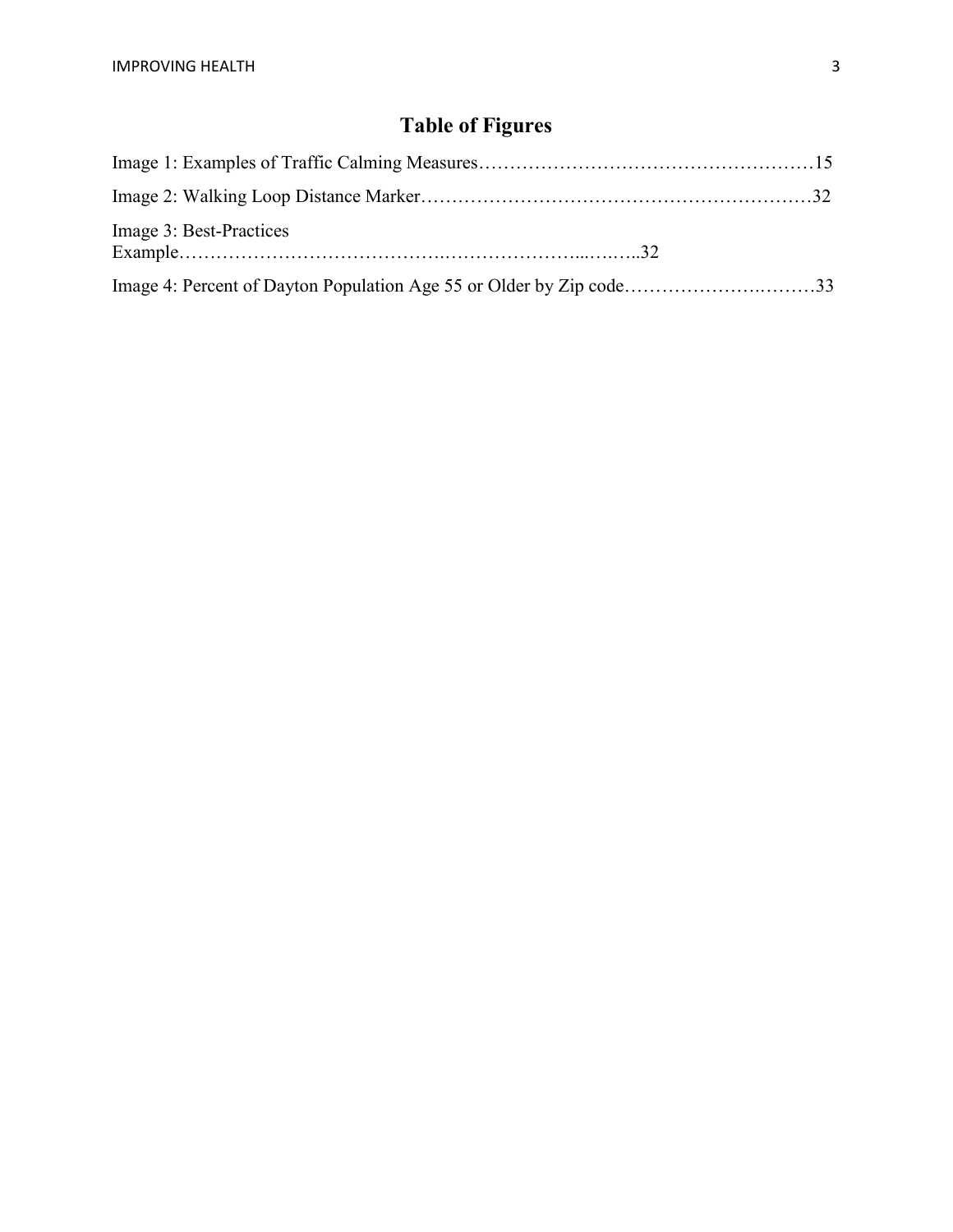# Table of Figures

Image 1: Examples of Traffic Calming Measures……………………………………………15

Image 2: Walking Loop Distance Marker……………………………………………………32

Image 3: Best-Practices Example…………………………………………………………..…..32

Image 4: Percent of Dayton Population Age 55 or Older by Zip code……………………..……33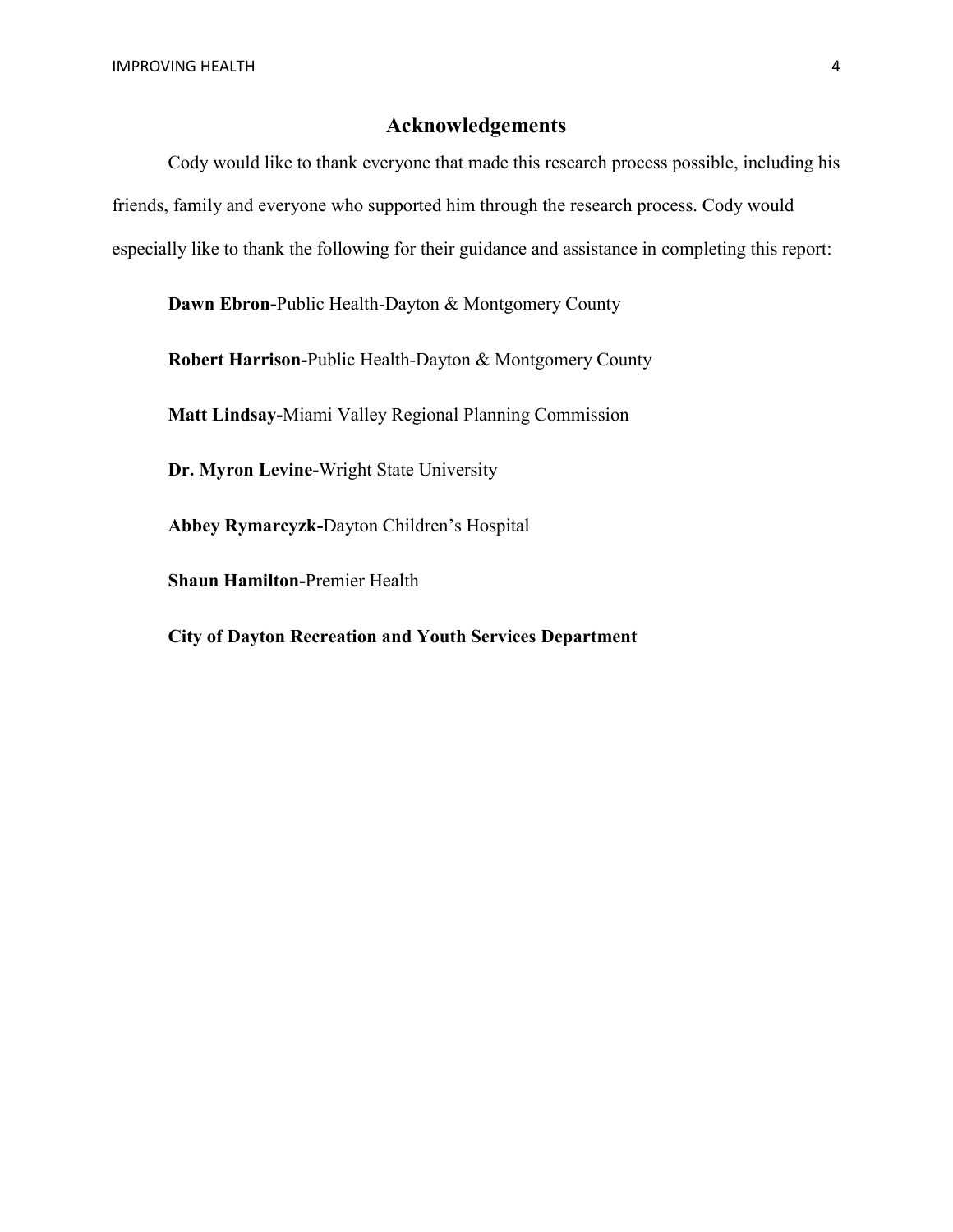# Acknowledgements

Cody would like to thank everyone that made this research process possible, including his friends, family and everyone who supported him through the research process. Cody would especially like to thank the following for their guidance and assistance in completing this report:

**Dawn Ebron-**Public Health-Dayton & Montgomery County

**Robert Harrison-**Public Health-Dayton & Montgomery County

**Matt Lindsay-**Miami Valley Regional Planning Commission

**Dr. Myron Levine-**Wright State University

**Abbey Rymarcyzk-**Dayton Children's Hospital

**Shaun Hamilton-**Premier Health

**City of Dayton Recreation and Youth Services Department**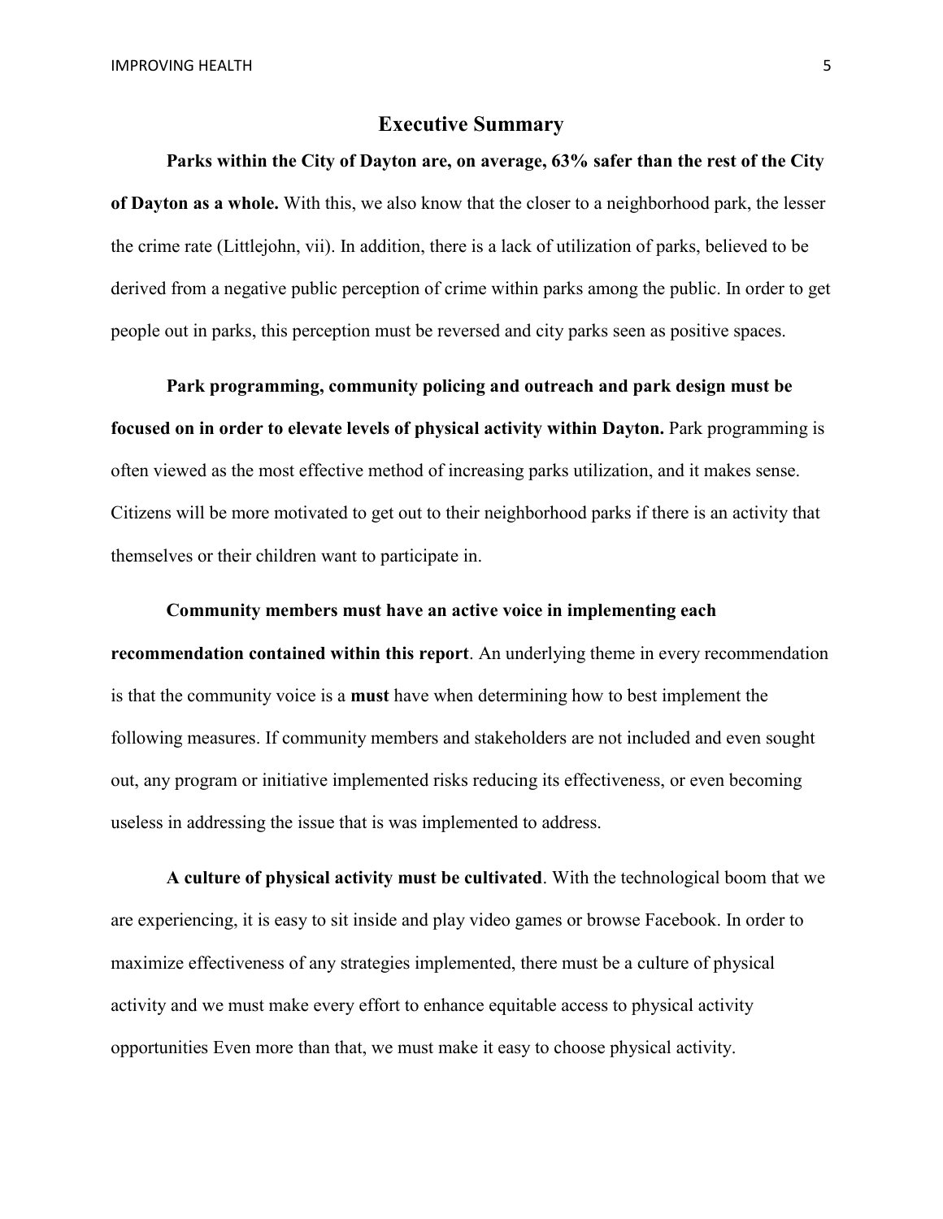# Executive Summary

**Parks within the City of Dayton are, on average, 63% safer than the rest of the City of Dayton as a whole.** With this, we also know that the closer to a neighborhood park, the lesser the crime rate (Littlejohn, vii). In addition, there is a lack of utilization of parks, believed to be derived from a negative public perception of crime within parks among the public. In order to get people out in parks, this perception must be reversed and city parks seen as positive spaces.

**Park programming, community policing and outreach and park design must be focused on in order to elevate levels of physical activity within Dayton.** Park programming is often viewed as the most effective method of increasing parks utilization, and it makes sense. Citizens will be more motivated to get out to their neighborhood parks if there is an activity that themselves or their children want to participate in.

**Community members must have an active voice in implementing each recommendation contained within this report**. An underlying theme in every recommendation is that the community voice is a **must** have when determining how to best implement the following measures. If community members and stakeholders are not included and even sought out, any program or initiative implemented risks reducing its effectiveness, or even becoming useless in addressing the issue that is was implemented to address.

**A culture of physical activity must be cultivated**. With the technological boom that we are experiencing, it is easy to sit inside and play video games or browse Facebook. In order to maximize effectiveness of any strategies implemented, there must be a culture of physical activity and we must make every effort to enhance equitable access to physical activity opportunities Even more than that, we must make it easy to choose physical activity.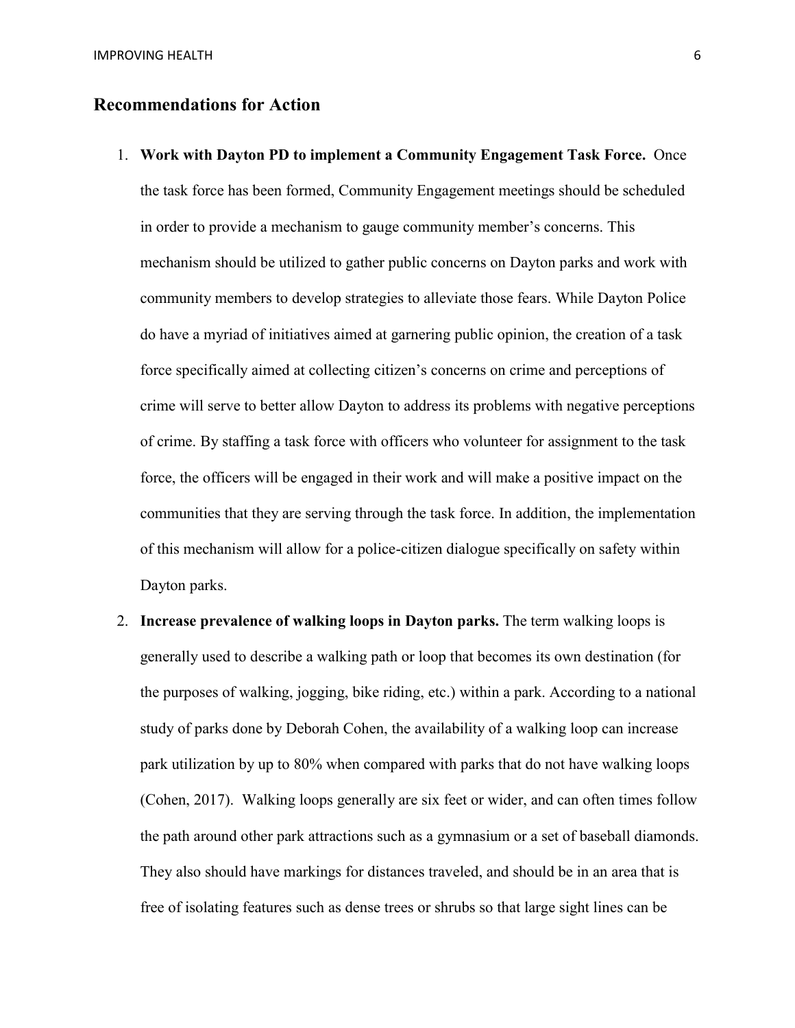## Recommendations for Action

1. **Work with Dayton PD to implement a Community Engagement Task Force.** Once the task force has been formed, Community Engagement meetings should be scheduled in order to provide a mechanism to gauge community member's concerns. This mechanism should be utilized to gather public concerns on Dayton parks and work with community members to develop strategies to alleviate those fears. While Dayton Police do have a myriad of initiatives aimed at garnering public opinion, the creation of a task force specifically aimed at collecting citizen's concerns on crime and perceptions of crime will serve to better allow Dayton to address its problems with negative perceptions of crime. By staffing a task force with officers who volunteer for assignment to the task force, the officers will be engaged in their work and will make a positive impact on the communities that they are serving through the task force. In addition, the implementation of this mechanism will allow for a police-citizen dialogue specifically on safety within Dayton parks.

2. **Increase prevalence of walking loops in Dayton parks.** The term walking loops is generally used to describe a walking path or loop that becomes its own destination (for the purposes of walking, jogging, bike riding, etc.) within a park. According to a national study of parks done by Deborah Cohen, the availability of a walking loop can increase park utilization by up to 80% when compared with parks that do not have walking loops (Cohen, 2017). Walking loops generally are six feet or wider, and can often times follow the path around other park attractions such as a gymnasium or a set of baseball diamonds. They also should have markings for distances traveled, and should be in an area that is free of isolating features such as dense trees or shrubs so that large sight lines can be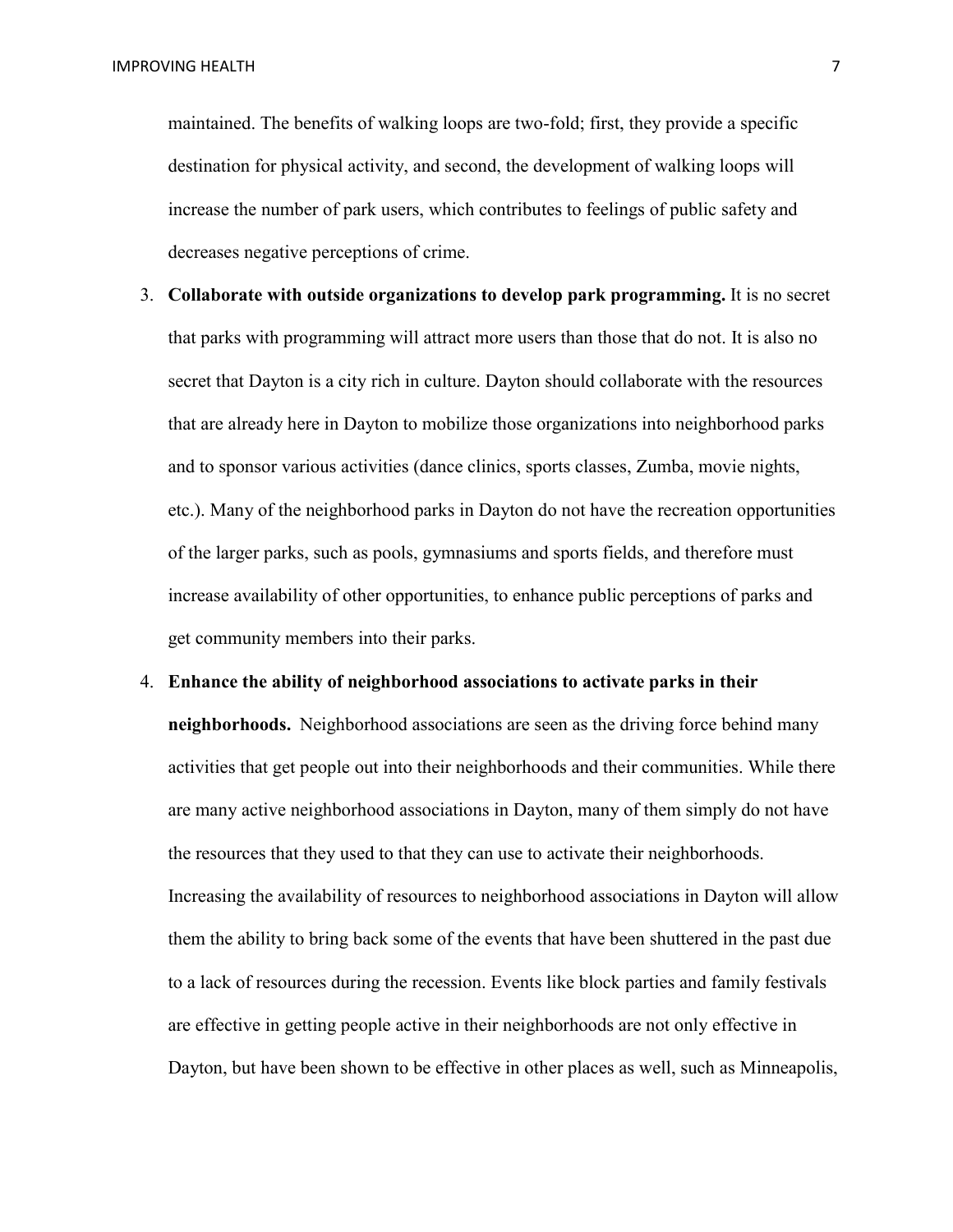maintained. The benefits of walking loops are two-fold; first, they provide a specific destination for physical activity, and second, the development of walking loops will increase the number of park users, which contributes to feelings of public safety and decreases negative perceptions of crime.

3. **Collaborate with outside organizations to develop park programming.** It is no secret that parks with programming will attract more users than those that do not. It is also no secret that Dayton is a city rich in culture. Dayton should collaborate with the resources that are already here in Dayton to mobilize those organizations into neighborhood parks and to sponsor various activities (dance clinics, sports classes, Zumba, movie nights, etc.). Many of the neighborhood parks in Dayton do not have the recreation opportunities of the larger parks, such as pools, gymnasiums and sports fields, and therefore must increase availability of other opportunities, to enhance public perceptions of parks and get community members into their parks.
4. **Enhance the ability of neighborhood associations to activate parks in their neighborhoods.** Neighborhood associations are seen as the driving force behind many activities that get people out into their neighborhoods and their communities. While there are many active neighborhood associations in Dayton, many of them simply do not have the resources that they used to that they can use to activate their neighborhoods. Increasing the availability of resources to neighborhood associations in Dayton will allow them the ability to bring back some of the events that have been shuttered in the past due to a lack of resources during the recession. Events like block parties and family festivals are effective in getting people active in their neighborhoods are not only effective in Dayton, but have been shown to be effective in other places as well, such as Minneapolis,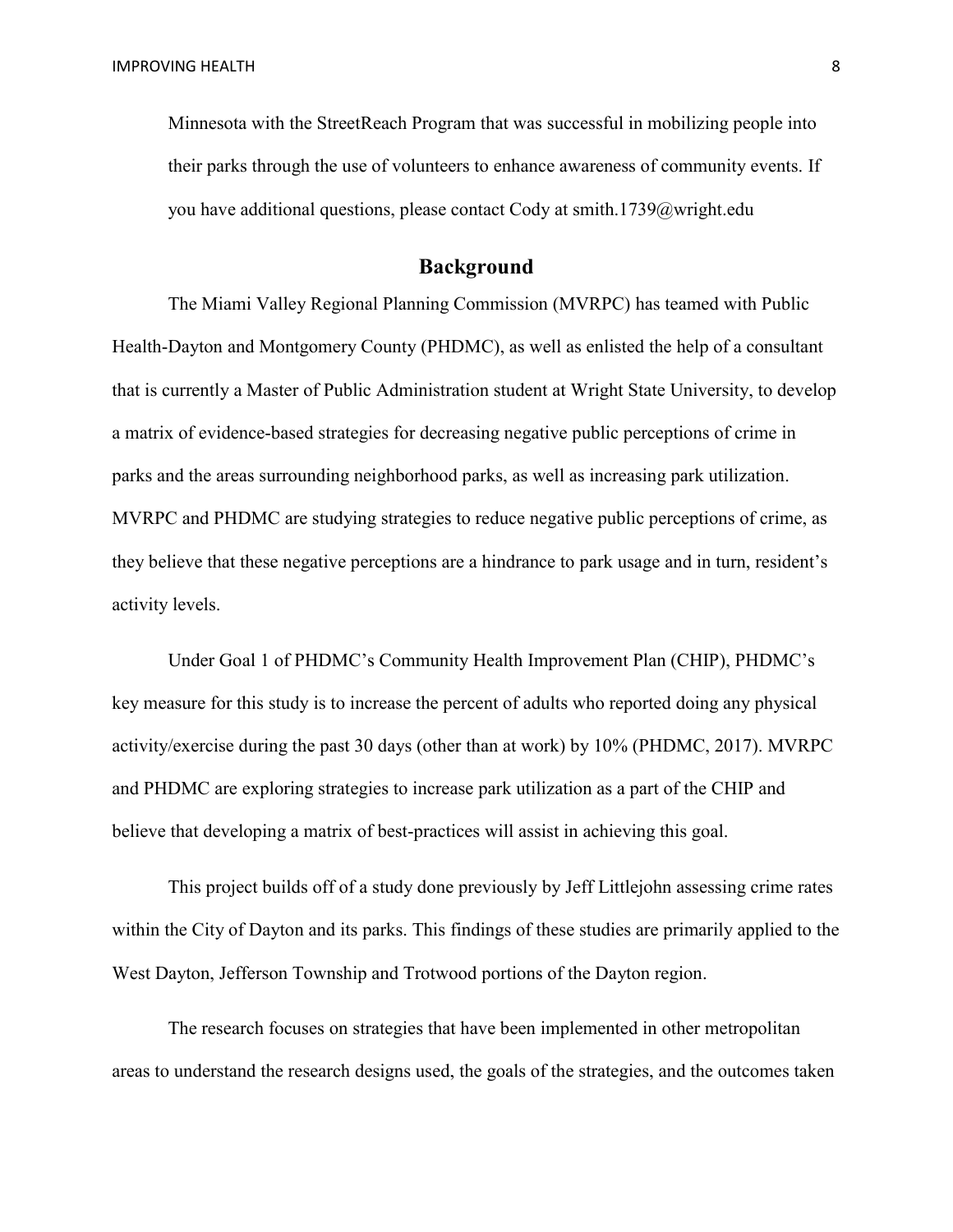Minnesota with the StreetReach Program that was successful in mobilizing people into their parks through the use of volunteers to enhance awareness of community events. If you have additional questions, please contact Cody at smith.1739@wright.edu

## Background

The Miami Valley Regional Planning Commission (MVRPC) has teamed with Public Health-Dayton and Montgomery County (PHDMC), as well as enlisted the help of a consultant that is currently a Master of Public Administration student at Wright State University, to develop a matrix of evidence-based strategies for decreasing negative public perceptions of crime in parks and the areas surrounding neighborhood parks, as well as increasing park utilization. MVRPC and PHDMC are studying strategies to reduce negative public perceptions of crime, as they believe that these negative perceptions are a hindrance to park usage and in turn, resident's activity levels.

Under Goal 1 of PHDMC's Community Health Improvement Plan (CHIP), PHDMC's key measure for this study is to increase the percent of adults who reported doing any physical activity/exercise during the past 30 days (other than at work) by 10% (PHDMC, 2017). MVRPC and PHDMC are exploring strategies to increase park utilization as a part of the CHIP and believe that developing a matrix of best-practices will assist in achieving this goal.

This project builds off of a study done previously by Jeff Littlejohn assessing crime rates within the City of Dayton and its parks. This findings of these studies are primarily applied to the West Dayton, Jefferson Township and Trotwood portions of the Dayton region.

The research focuses on strategies that have been implemented in other metropolitan areas to understand the research designs used, the goals of the strategies, and the outcomes taken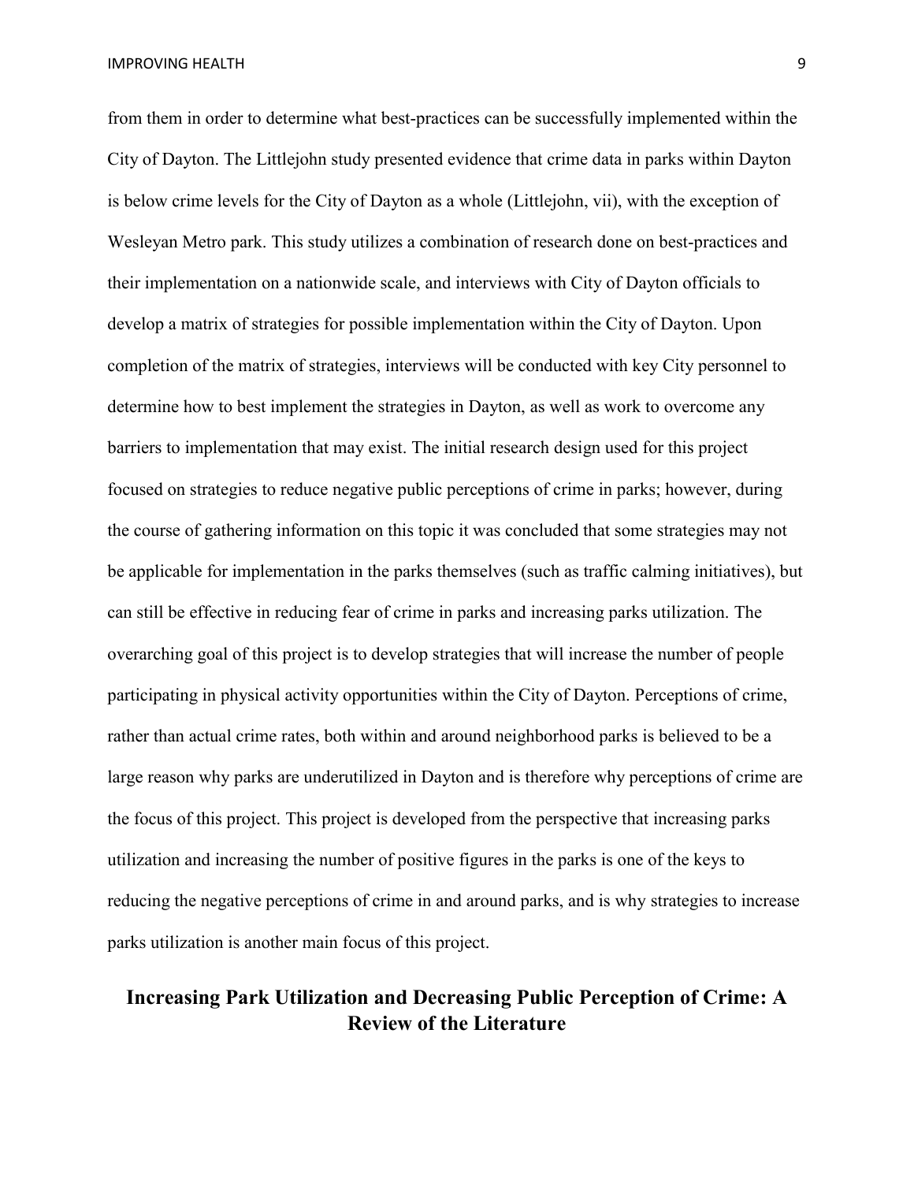from them in order to determine what best-practices can be successfully implemented within the City of Dayton. The Littlejohn study presented evidence that crime data in parks within Dayton is below crime levels for the City of Dayton as a whole (Littlejohn, vii), with the exception of Wesleyan Metro park. This study utilizes a combination of research done on best-practices and their implementation on a nationwide scale, and interviews with City of Dayton officials to develop a matrix of strategies for possible implementation within the City of Dayton. Upon completion of the matrix of strategies, interviews will be conducted with key City personnel to determine how to best implement the strategies in Dayton, as well as work to overcome any barriers to implementation that may exist. The initial research design used for this project focused on strategies to reduce negative public perceptions of crime in parks; however, during the course of gathering information on this topic it was concluded that some strategies may not be applicable for implementation in the parks themselves (such as traffic calming initiatives), but can still be effective in reducing fear of crime in parks and increasing parks utilization. The overarching goal of this project is to develop strategies that will increase the number of people participating in physical activity opportunities within the City of Dayton. Perceptions of crime, rather than actual crime rates, both within and around neighborhood parks is believed to be a large reason why parks are underutilized in Dayton and is therefore why perceptions of crime are the focus of this project. This project is developed from the perspective that increasing parks utilization and increasing the number of positive figures in the parks is one of the keys to reducing the negative perceptions of crime in and around parks, and is why strategies to increase parks utilization is another main focus of this project.

## Increasing Park Utilization and Decreasing Public Perception of Crime: A Review of the Literature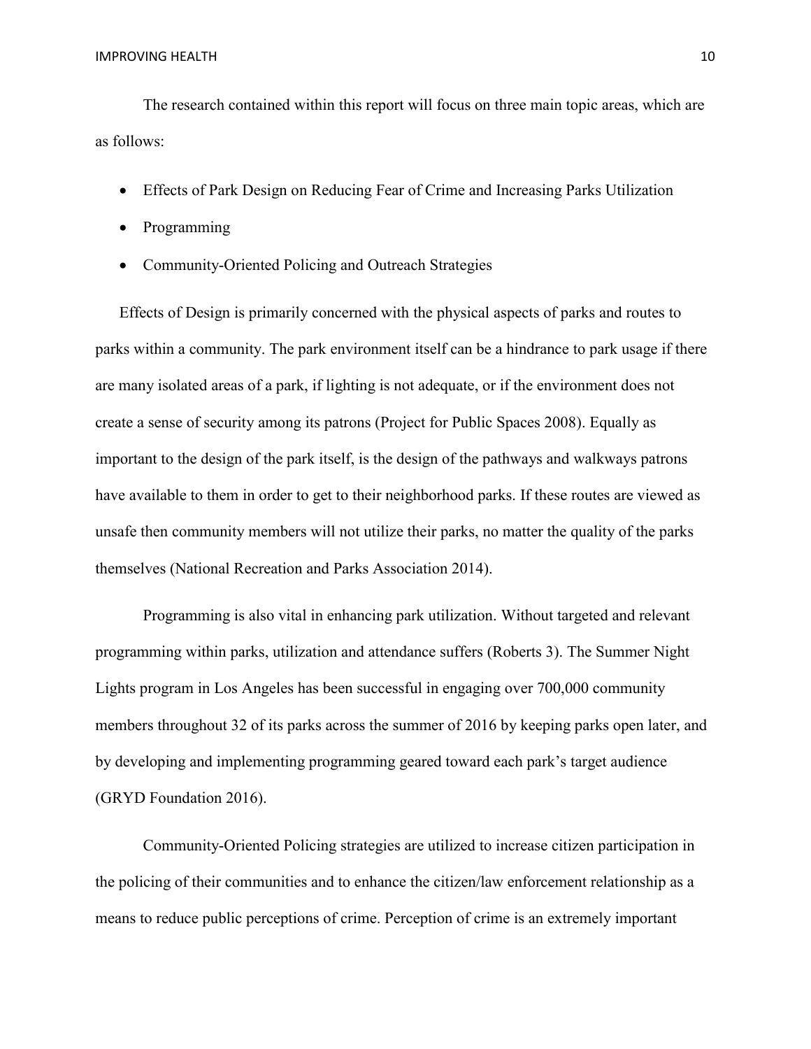The research contained within this report will focus on three main topic areas, which are as follows:

- Effects of Park Design on Reducing Fear of Crime and Increasing Parks Utilization
- Programming
- Community-Oriented Policing and Outreach Strategies

Effects of Design is primarily concerned with the physical aspects of parks and routes to parks within a community. The park environment itself can be a hindrance to park usage if there are many isolated areas of a park, if lighting is not adequate, or if the environment does not create a sense of security among its patrons (Project for Public Spaces 2008). Equally as important to the design of the park itself, is the design of the pathways and walkways patrons have available to them in order to get to their neighborhood parks. If these routes are viewed as unsafe then community members will not utilize their parks, no matter the quality of the parks themselves (National Recreation and Parks Association 2014).

Programming is also vital in enhancing park utilization. Without targeted and relevant programming within parks, utilization and attendance suffers (Roberts 3). The Summer Night Lights program in Los Angeles has been successful in engaging over 700,000 community members throughout 32 of its parks across the summer of 2016 by keeping parks open later, and by developing and implementing programming geared toward each park's target audience (GRYD Foundation 2016).

Community-Oriented Policing strategies are utilized to increase citizen participation in the policing of their communities and to enhance the citizen/law enforcement relationship as a means to reduce public perceptions of crime. Perception of crime is an extremely important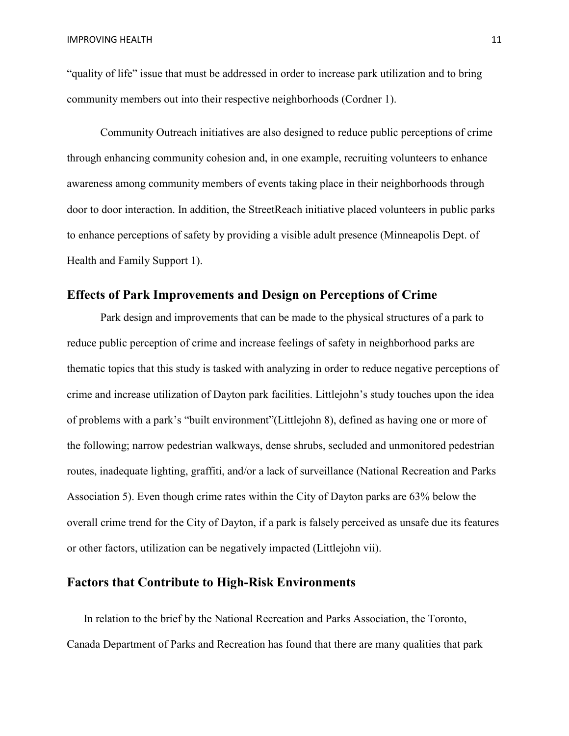"quality of life" issue that must be addressed in order to increase park utilization and to bring community members out into their respective neighborhoods (Cordner 1).

Community Outreach initiatives are also designed to reduce public perceptions of crime through enhancing community cohesion and, in one example, recruiting volunteers to enhance awareness among community members of events taking place in their neighborhoods through door to door interaction. In addition, the StreetReach initiative placed volunteers in public parks to enhance perceptions of safety by providing a visible adult presence (Minneapolis Dept. of Health and Family Support 1).

## Effects of Park Improvements and Design on Perceptions of Crime

Park design and improvements that can be made to the physical structures of a park to reduce public perception of crime and increase feelings of safety in neighborhood parks are thematic topics that this study is tasked with analyzing in order to reduce negative perceptions of crime and increase utilization of Dayton park facilities. Littlejohn's study touches upon the idea of problems with a park's "built environment"(Littlejohn 8), defined as having one or more of the following; narrow pedestrian walkways, dense shrubs, secluded and unmonitored pedestrian routes, inadequate lighting, graffiti, and/or a lack of surveillance (National Recreation and Parks Association 5). Even though crime rates within the City of Dayton parks are 63% below the overall crime trend for the City of Dayton, if a park is falsely perceived as unsafe due its features or other factors, utilization can be negatively impacted (Littlejohn vii).

## Factors that Contribute to High-Risk Environments

In relation to the brief by the National Recreation and Parks Association, the Toronto, Canada Department of Parks and Recreation has found that there are many qualities that park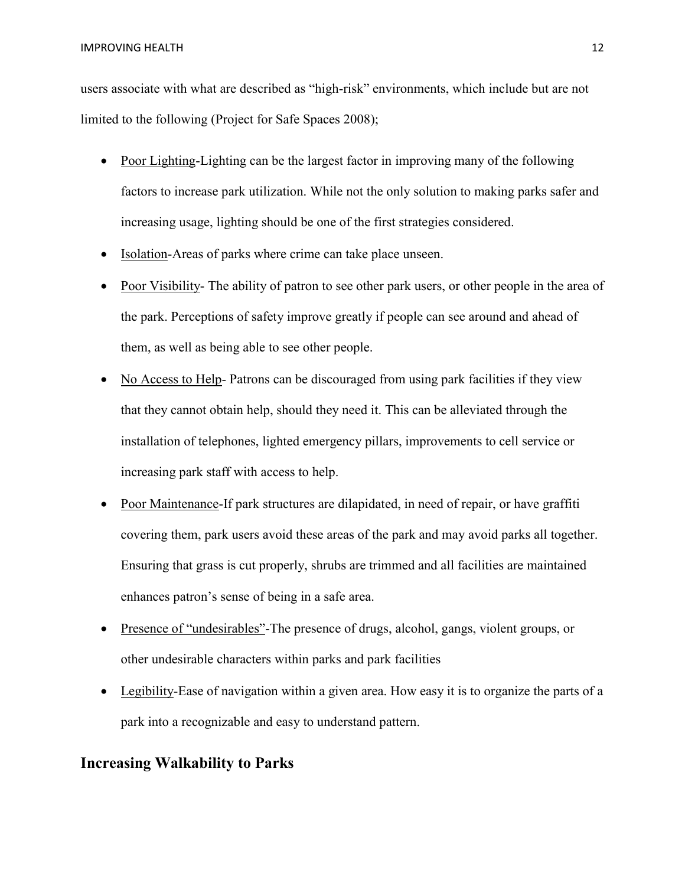users associate with what are described as “high-risk” environments, which include but are not limited to the following (Project for Safe Spaces 2008);

- Poor Lighting-Lighting can be the largest factor in improving many of the following factors to increase park utilization. While not the only solution to making parks safer and increasing usage, lighting should be one of the first strategies considered.
- Isolation-Areas of parks where crime can take place unseen.
- Poor Visibility- The ability of patron to see other park users, or other people in the area of the park. Perceptions of safety improve greatly if people can see around and ahead of them, as well as being able to see other people.
- No Access to Help- Patrons can be discouraged from using park facilities if they view that they cannot obtain help, should they need it. This can be alleviated through the installation of telephones, lighted emergency pillars, improvements to cell service or increasing park staff with access to help.
- Poor Maintenance-If park structures are dilapidated, in need of repair, or have graffiti covering them, park users avoid these areas of the park and may avoid parks all together. Ensuring that grass is cut properly, shrubs are trimmed and all facilities are maintained enhances patron’s sense of being in a safe area.
- Presence of “undesirables”-The presence of drugs, alcohol, gangs, violent groups, or other undesirable characters within parks and park facilities
- Legibility-Ease of navigation within a given area. How easy it is to organize the parts of a park into a recognizable and easy to understand pattern.

## Increasing Walkability to Parks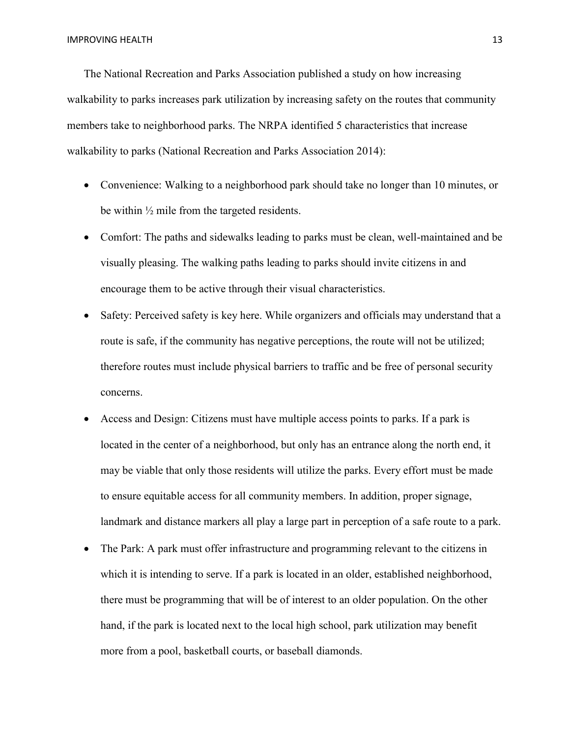The National Recreation and Parks Association published a study on how increasing walkability to parks increases park utilization by increasing safety on the routes that community members take to neighborhood parks. The NRPA identified 5 characteristics that increase walkability to parks (National Recreation and Parks Association 2014):

- Convenience: Walking to a neighborhood park should take no longer than 10 minutes, or be within ½ mile from the targeted residents.
- Comfort: The paths and sidewalks leading to parks must be clean, well-maintained and be visually pleasing. The walking paths leading to parks should invite citizens in and encourage them to be active through their visual characteristics.
- Safety: Perceived safety is key here. While organizers and officials may understand that a route is safe, if the community has negative perceptions, the route will not be utilized; therefore routes must include physical barriers to traffic and be free of personal security concerns.
- Access and Design: Citizens must have multiple access points to parks. If a park is located in the center of a neighborhood, but only has an entrance along the north end, it may be viable that only those residents will utilize the parks. Every effort must be made to ensure equitable access for all community members. In addition, proper signage, landmark and distance markers all play a large part in perception of a safe route to a park.
- The Park: A park must offer infrastructure and programming relevant to the citizens in which it is intending to serve. If a park is located in an older, established neighborhood, there must be programming that will be of interest to an older population. On the other hand, if the park is located next to the local high school, park utilization may benefit more from a pool, basketball courts, or baseball diamonds.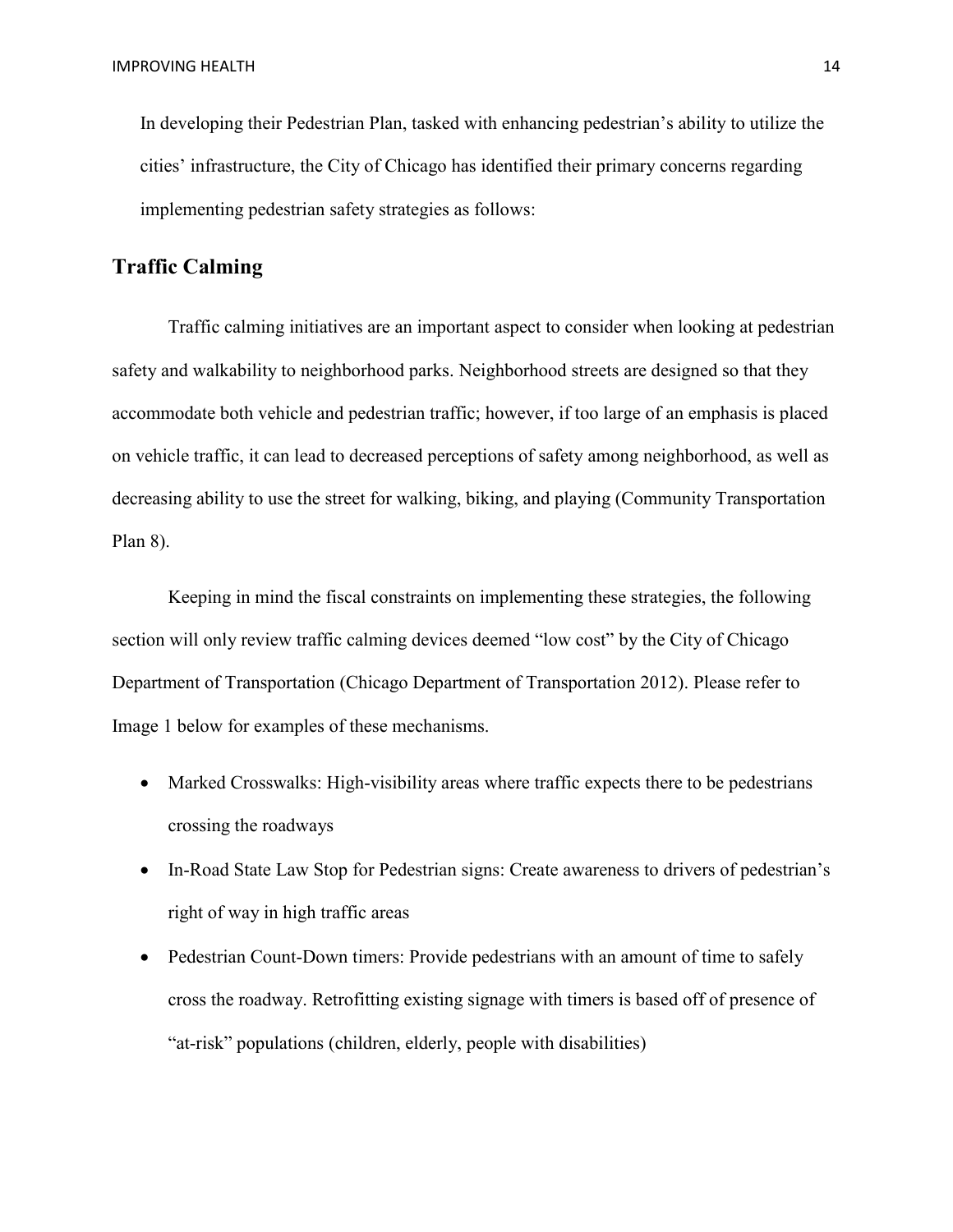In developing their Pedestrian Plan, tasked with enhancing pedestrian's ability to utilize the cities' infrastructure, the City of Chicago has identified their primary concerns regarding implementing pedestrian safety strategies as follows:

## Traffic Calming

Traffic calming initiatives are an important aspect to consider when looking at pedestrian safety and walkability to neighborhood parks. Neighborhood streets are designed so that they accommodate both vehicle and pedestrian traffic; however, if too large of an emphasis is placed on vehicle traffic, it can lead to decreased perceptions of safety among neighborhood, as well as decreasing ability to use the street for walking, biking, and playing (Community Transportation Plan 8).

Keeping in mind the fiscal constraints on implementing these strategies, the following section will only review traffic calming devices deemed "low cost" by the City of Chicago Department of Transportation (Chicago Department of Transportation 2012). Please refer to Image 1 below for examples of these mechanisms.

- Marked Crosswalks: High-visibility areas where traffic expects there to be pedestrians crossing the roadways
- In-Road State Law Stop for Pedestrian signs: Create awareness to drivers of pedestrian's right of way in high traffic areas
- Pedestrian Count-Down timers: Provide pedestrians with an amount of time to safely cross the roadway. Retrofitting existing signage with timers is based off of presence of "at-risk" populations (children, elderly, people with disabilities)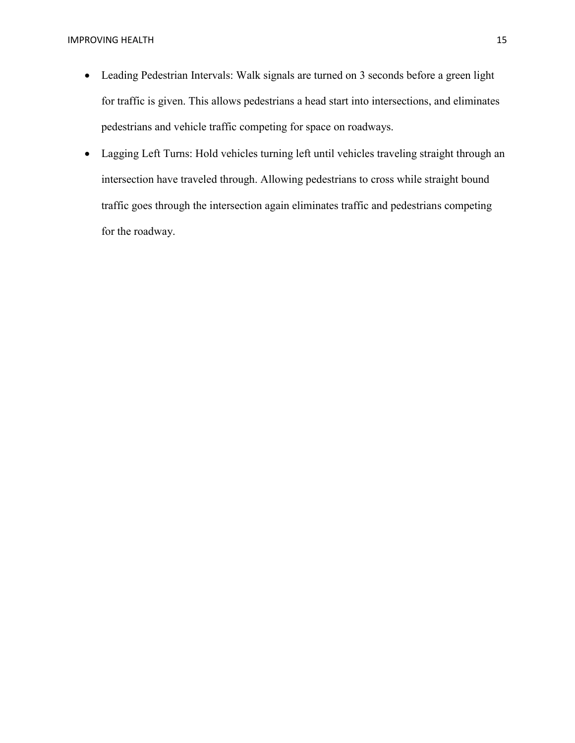- Leading Pedestrian Intervals: Walk signals are turned on 3 seconds before a green light for traffic is given. This allows pedestrians a head start into intersections, and eliminates pedestrians and vehicle traffic competing for space on roadways.
- Lagging Left Turns: Hold vehicles turning left until vehicles traveling straight through an intersection have traveled through. Allowing pedestrians to cross while straight bound traffic goes through the intersection again eliminates traffic and pedestrians competing for the roadway.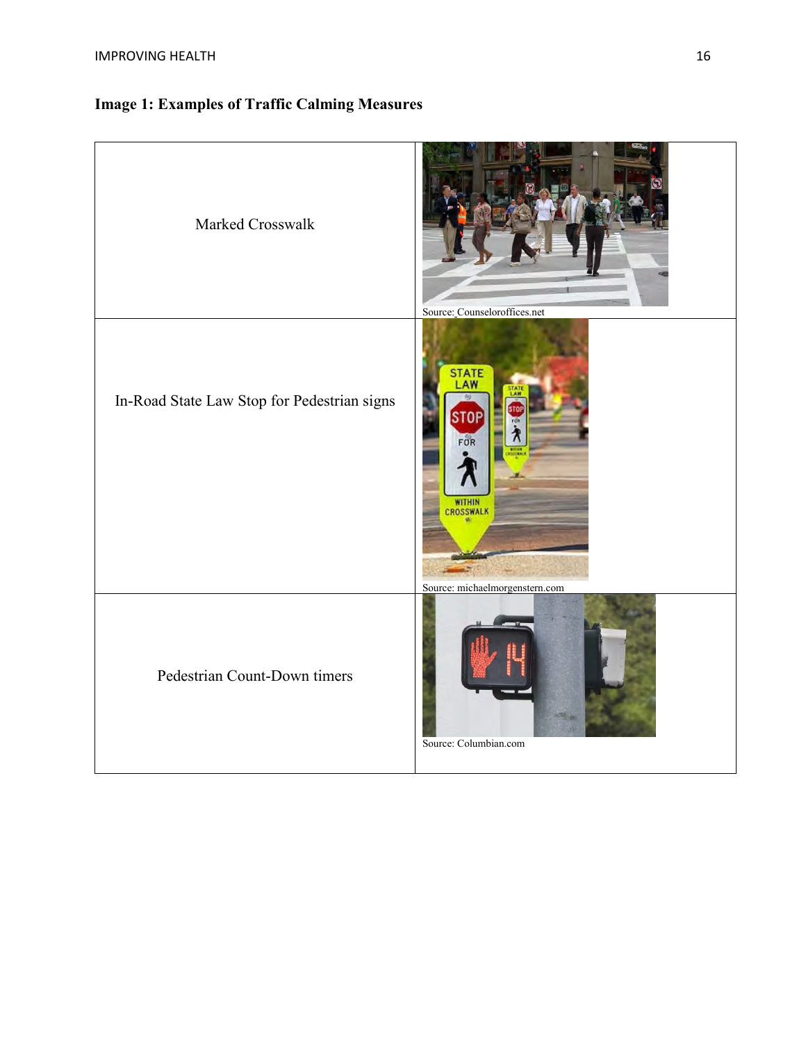**Image 1: Examples of Traffic Calming Measures**

| | |
|---|---|
| Marked Crosswalk | Source: Counseloroffices.net |
| In-Road State Law Stop for Pedestrian signs | Source: michaelmorgenstern.com |
| Pedestrian Count-Down timers | Source: Columbian.com |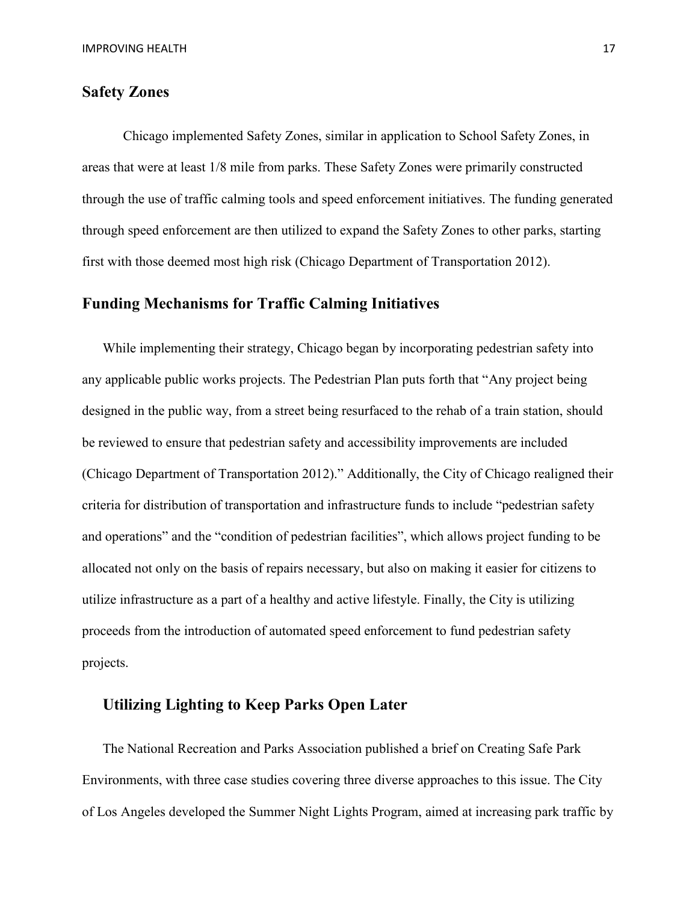## Safety Zones

Chicago implemented Safety Zones, similar in application to School Safety Zones, in areas that were at least 1/8 mile from parks. These Safety Zones were primarily constructed through the use of traffic calming tools and speed enforcement initiatives. The funding generated through speed enforcement are then utilized to expand the Safety Zones to other parks, starting first with those deemed most high risk (Chicago Department of Transportation 2012).

## Funding Mechanisms for Traffic Calming Initiatives

While implementing their strategy, Chicago began by incorporating pedestrian safety into any applicable public works projects. The Pedestrian Plan puts forth that "Any project being designed in the public way, from a street being resurfaced to the rehab of a train station, should be reviewed to ensure that pedestrian safety and accessibility improvements are included (Chicago Department of Transportation 2012)." Additionally, the City of Chicago realigned their criteria for distribution of transportation and infrastructure funds to include "pedestrian safety and operations" and the "condition of pedestrian facilities", which allows project funding to be allocated not only on the basis of repairs necessary, but also on making it easier for citizens to utilize infrastructure as a part of a healthy and active lifestyle. Finally, the City is utilizing proceeds from the introduction of automated speed enforcement to fund pedestrian safety projects.

## Utilizing Lighting to Keep Parks Open Later

The National Recreation and Parks Association published a brief on Creating Safe Park Environments, with three case studies covering three diverse approaches to this issue. The City of Los Angeles developed the Summer Night Lights Program, aimed at increasing park traffic by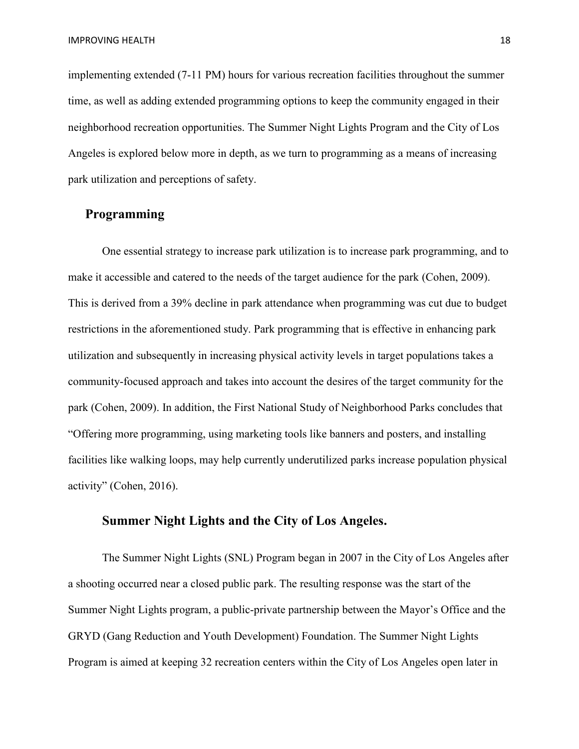implementing extended (7-11 PM) hours for various recreation facilities throughout the summer time, as well as adding extended programming options to keep the community engaged in their neighborhood recreation opportunities. The Summer Night Lights Program and the City of Los Angeles is explored below more in depth, as we turn to programming as a means of increasing park utilization and perceptions of safety.

## Programming

One essential strategy to increase park utilization is to increase park programming, and to make it accessible and catered to the needs of the target audience for the park (Cohen, 2009). This is derived from a 39% decline in park attendance when programming was cut due to budget restrictions in the aforementioned study. Park programming that is effective in enhancing park utilization and subsequently in increasing physical activity levels in target populations takes a community-focused approach and takes into account the desires of the target community for the park (Cohen, 2009). In addition, the First National Study of Neighborhood Parks concludes that "Offering more programming, using marketing tools like banners and posters, and installing facilities like walking loops, may help currently underutilized parks increase population physical activity" (Cohen, 2016).

### Summer Night Lights and the City of Los Angeles.

The Summer Night Lights (SNL) Program began in 2007 in the City of Los Angeles after a shooting occurred near a closed public park. The resulting response was the start of the Summer Night Lights program, a public-private partnership between the Mayor's Office and the GRYD (Gang Reduction and Youth Development) Foundation. The Summer Night Lights Program is aimed at keeping 32 recreation centers within the City of Los Angeles open later in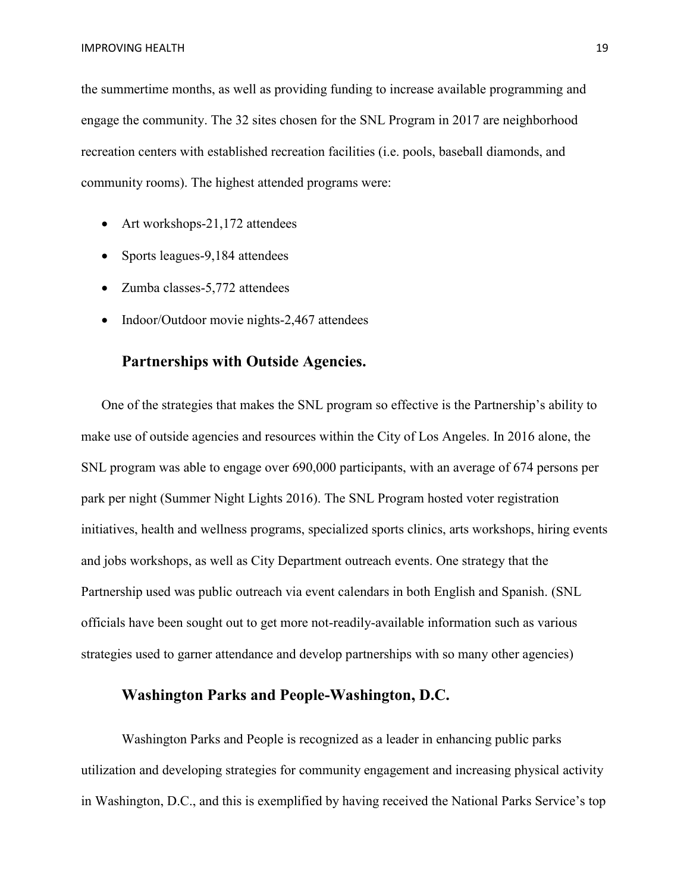the summertime months, as well as providing funding to increase available programming and engage the community. The 32 sites chosen for the SNL Program in 2017 are neighborhood recreation centers with established recreation facilities (i.e. pools, baseball diamonds, and community rooms). The highest attended programs were:

- Art workshops-21,172 attendees
- Sports leagues-9,184 attendees
- Zumba classes-5,772 attendees
- Indoor/Outdoor movie nights-2,467 attendees

### Partnerships with Outside Agencies.

One of the strategies that makes the SNL program so effective is the Partnership's ability to make use of outside agencies and resources within the City of Los Angeles. In 2016 alone, the SNL program was able to engage over 690,000 participants, with an average of 674 persons per park per night (Summer Night Lights 2016). The SNL Program hosted voter registration initiatives, health and wellness programs, specialized sports clinics, arts workshops, hiring events and jobs workshops, as well as City Department outreach events. One strategy that the Partnership used was public outreach via event calendars in both English and Spanish. (SNL officials have been sought out to get more not-readily-available information such as various strategies used to garner attendance and develop partnerships with so many other agencies)

### Washington Parks and People-Washington, D.C.

Washington Parks and People is recognized as a leader in enhancing public parks utilization and developing strategies for community engagement and increasing physical activity in Washington, D.C., and this is exemplified by having received the National Parks Service's top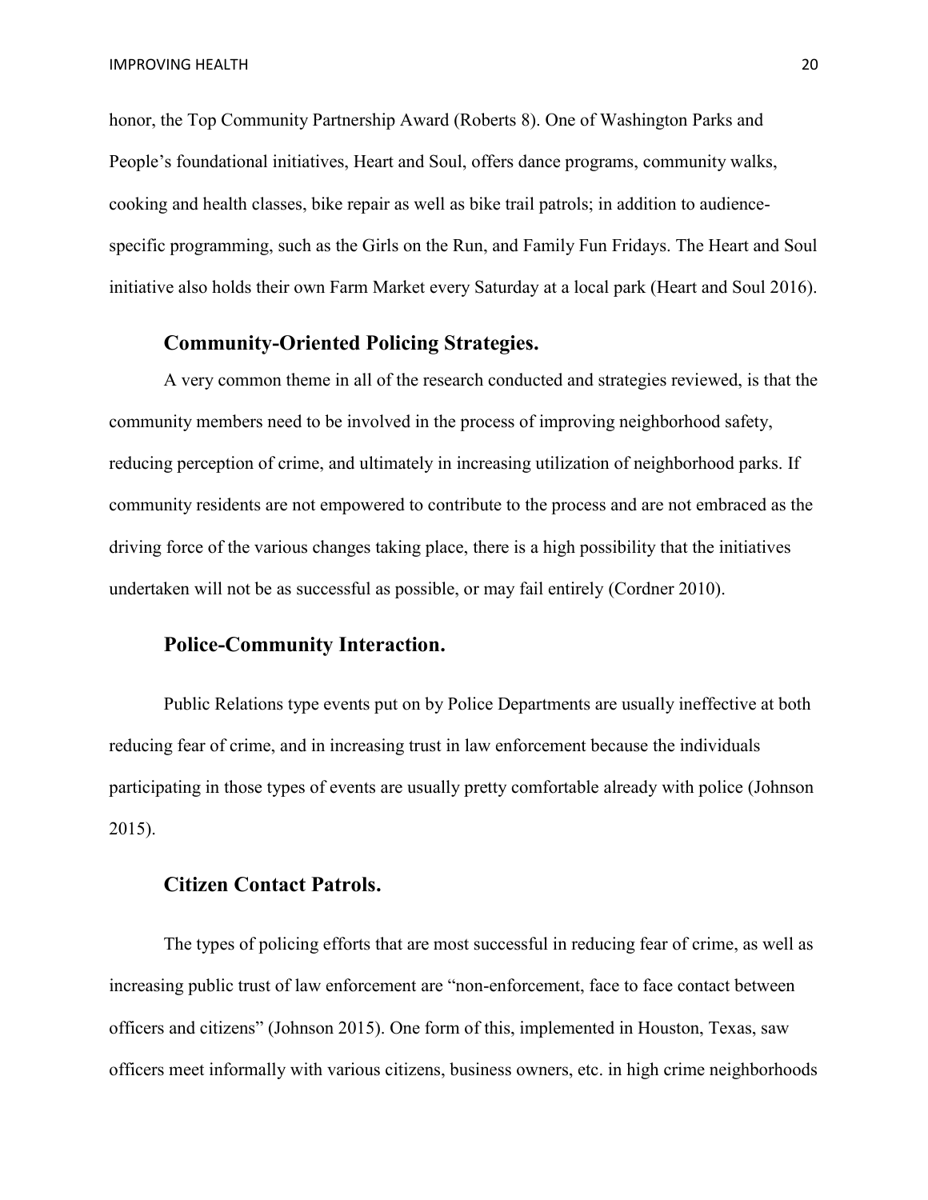honor, the Top Community Partnership Award (Roberts 8). One of Washington Parks and People's foundational initiatives, Heart and Soul, offers dance programs, community walks, cooking and health classes, bike repair as well as bike trail patrols; in addition to audience-specific programming, such as the Girls on the Run, and Family Fun Fridays. The Heart and Soul initiative also holds their own Farm Market every Saturday at a local park (Heart and Soul 2016).

### Community-Oriented Policing Strategies.

A very common theme in all of the research conducted and strategies reviewed, is that the community members need to be involved in the process of improving neighborhood safety, reducing perception of crime, and ultimately in increasing utilization of neighborhood parks. If community residents are not empowered to contribute to the process and are not embraced as the driving force of the various changes taking place, there is a high possibility that the initiatives undertaken will not be as successful as possible, or may fail entirely (Cordner 2010).

### Police-Community Interaction.

Public Relations type events put on by Police Departments are usually ineffective at both reducing fear of crime, and in increasing trust in law enforcement because the individuals participating in those types of events are usually pretty comfortable already with police (Johnson 2015).

### Citizen Contact Patrols.

The types of policing efforts that are most successful in reducing fear of crime, as well as increasing public trust of law enforcement are "non-enforcement, face to face contact between officers and citizens" (Johnson 2015). One form of this, implemented in Houston, Texas, saw officers meet informally with various citizens, business owners, etc. in high crime neighborhoods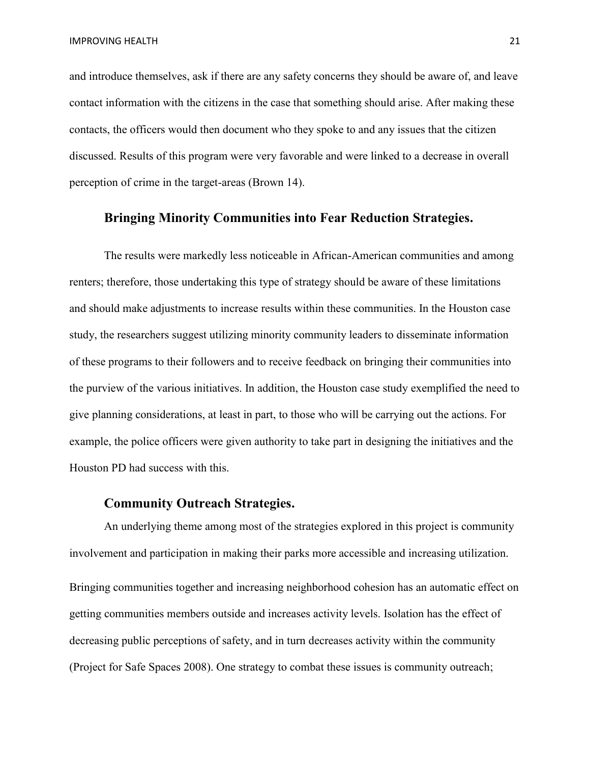and introduce themselves, ask if there are any safety concerns they should be aware of, and leave contact information with the citizens in the case that something should arise. After making these contacts, the officers would then document who they spoke to and any issues that the citizen discussed. Results of this program were very favorable and were linked to a decrease in overall perception of crime in the target-areas (Brown 14).

### Bringing Minority Communities into Fear Reduction Strategies.

The results were markedly less noticeable in African-American communities and among renters; therefore, those undertaking this type of strategy should be aware of these limitations and should make adjustments to increase results within these communities. In the Houston case study, the researchers suggest utilizing minority community leaders to disseminate information of these programs to their followers and to receive feedback on bringing their communities into the purview of the various initiatives. In addition, the Houston case study exemplified the need to give planning considerations, at least in part, to those who will be carrying out the actions. For example, the police officers were given authority to take part in designing the initiatives and the Houston PD had success with this.

### Community Outreach Strategies.

An underlying theme among most of the strategies explored in this project is community involvement and participation in making their parks more accessible and increasing utilization. Bringing communities together and increasing neighborhood cohesion has an automatic effect on getting communities members outside and increases activity levels. Isolation has the effect of decreasing public perceptions of safety, and in turn decreases activity within the community (Project for Safe Spaces 2008). One strategy to combat these issues is community outreach;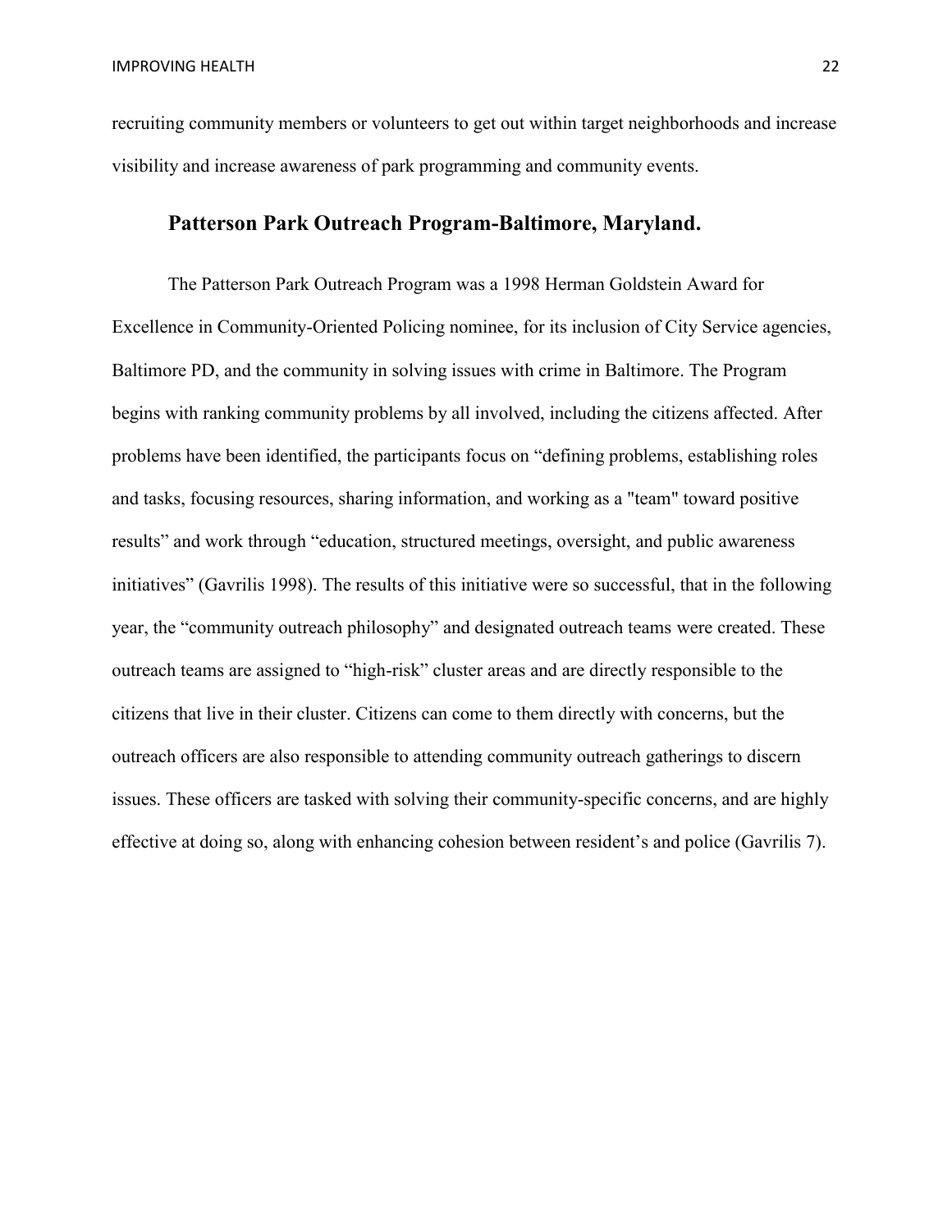recruiting community members or volunteers to get out within target neighborhoods and increase visibility and increase awareness of park programming and community events.

### Patterson Park Outreach Program-Baltimore, Maryland.

The Patterson Park Outreach Program was a 1998 Herman Goldstein Award for Excellence in Community-Oriented Policing nominee, for its inclusion of City Service agencies, Baltimore PD, and the community in solving issues with crime in Baltimore. The Program begins with ranking community problems by all involved, including the citizens affected. After problems have been identified, the participants focus on "defining problems, establishing roles and tasks, focusing resources, sharing information, and working as a "team" toward positive results" and work through "education, structured meetings, oversight, and public awareness initiatives" (Gavrilis 1998). The results of this initiative were so successful, that in the following year, the "community outreach philosophy" and designated outreach teams were created. These outreach teams are assigned to "high-risk" cluster areas and are directly responsible to the citizens that live in their cluster. Citizens can come to them directly with concerns, but the outreach officers are also responsible to attending community outreach gatherings to discern issues. These officers are tasked with solving their community-specific concerns, and are highly effective at doing so, along with enhancing cohesion between resident's and police (Gavrilis 7).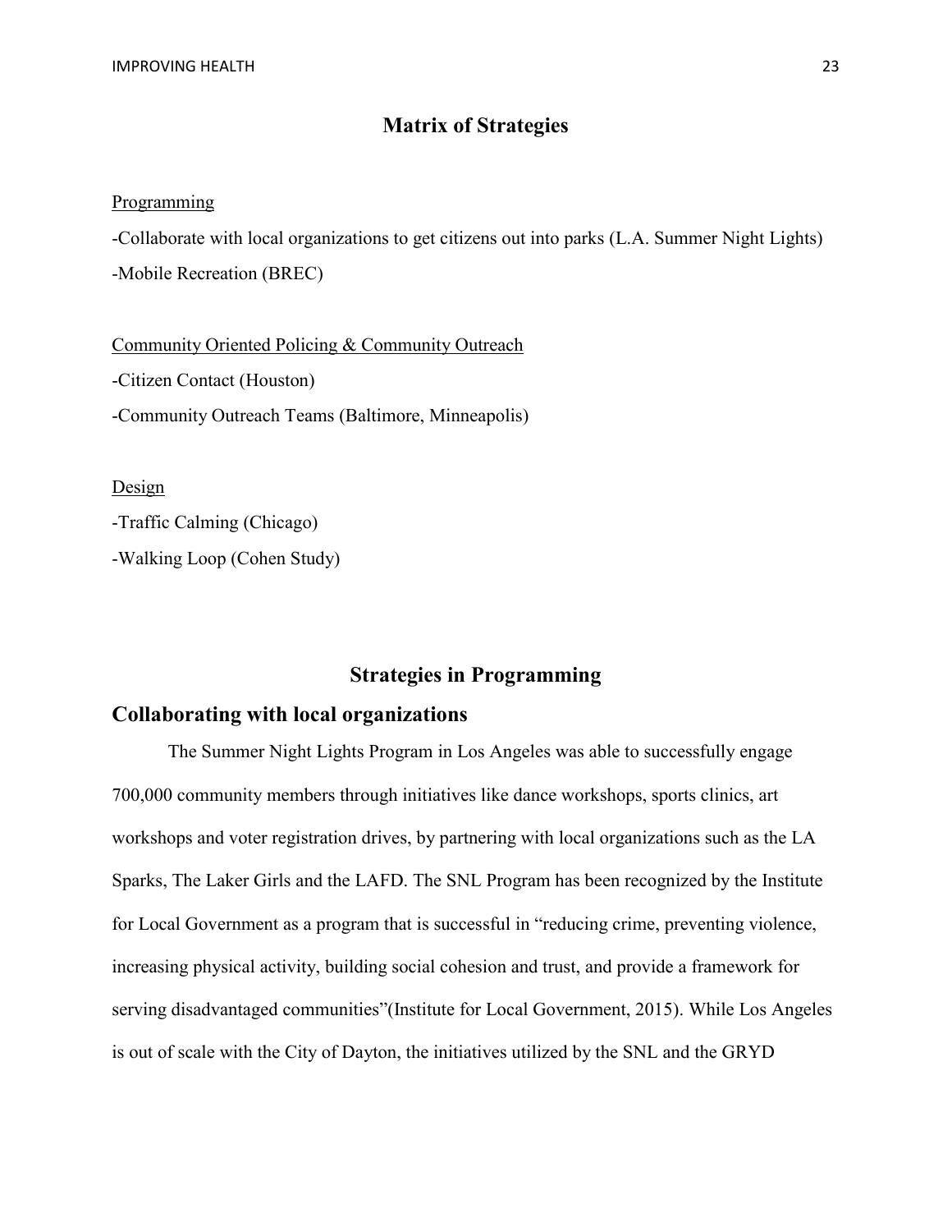## Matrix of Strategies

<u>Programming</u>

-Collaborate with local organizations to get citizens out into parks (L.A. Summer Night Lights)

-Mobile Recreation (BREC)

<u>Community Oriented Policing & Community Outreach</u>

-Citizen Contact (Houston)

-Community Outreach Teams (Baltimore, Minneapolis)

<u>Design</u>

-Traffic Calming (Chicago)

-Walking Loop (Cohen Study)

## Strategies in Programming

### Collaborating with local organizations

The Summer Night Lights Program in Los Angeles was able to successfully engage 700,000 community members through initiatives like dance workshops, sports clinics, art workshops and voter registration drives, by partnering with local organizations such as the LA Sparks, The Laker Girls and the LAFD. The SNL Program has been recognized by the Institute for Local Government as a program that is successful in "reducing crime, preventing violence, increasing physical activity, building social cohesion and trust, and provide a framework for serving disadvantaged communities"(Institute for Local Government, 2015). While Los Angeles is out of scale with the City of Dayton, the initiatives utilized by the SNL and the GRYD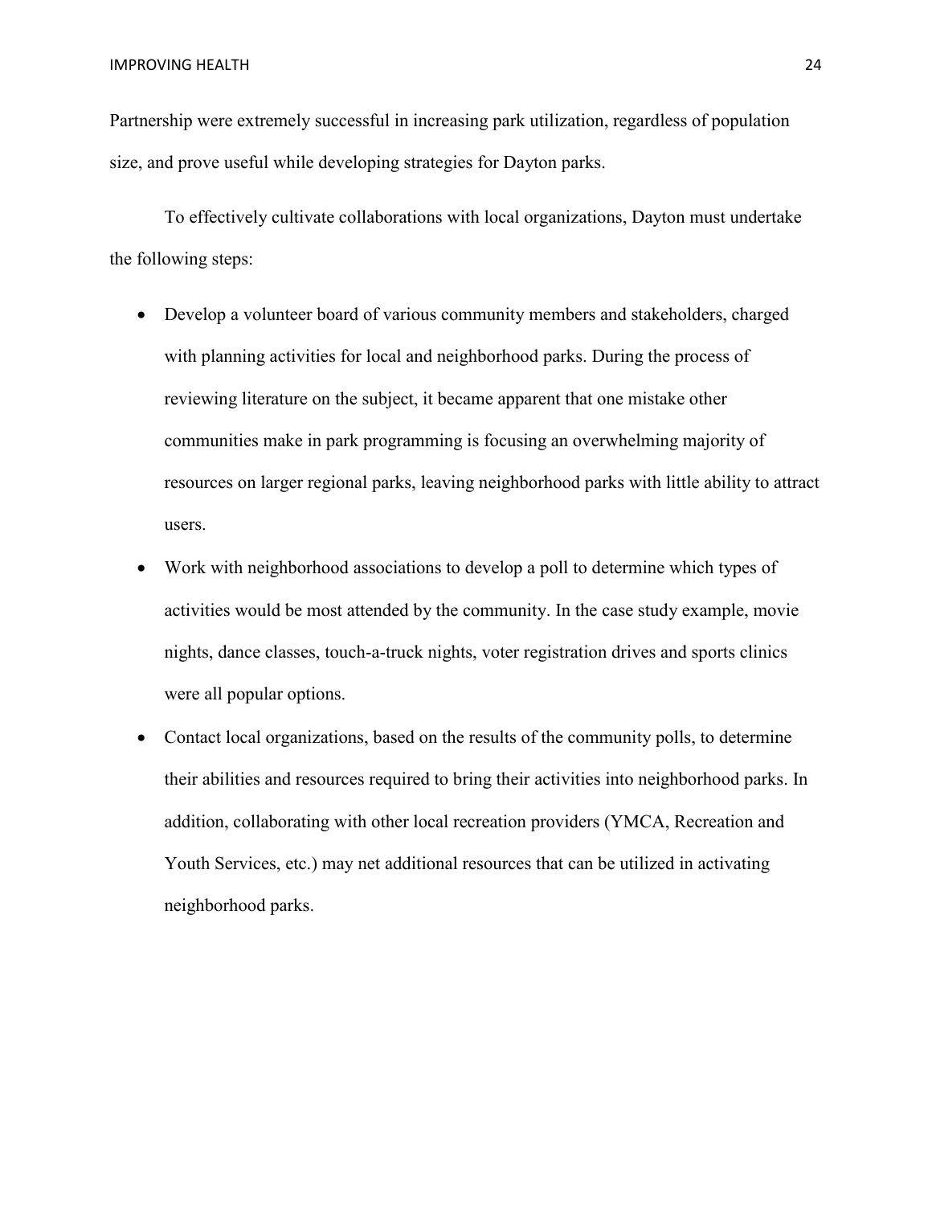Partnership were extremely successful in increasing park utilization, regardless of population size, and prove useful while developing strategies for Dayton parks.

To effectively cultivate collaborations with local organizations, Dayton must undertake the following steps:

- Develop a volunteer board of various community members and stakeholders, charged with planning activities for local and neighborhood parks. During the process of reviewing literature on the subject, it became apparent that one mistake other communities make in park programming is focusing an overwhelming majority of resources on larger regional parks, leaving neighborhood parks with little ability to attract users.
- Work with neighborhood associations to develop a poll to determine which types of activities would be most attended by the community. In the case study example, movie nights, dance classes, touch-a-truck nights, voter registration drives and sports clinics were all popular options.
- Contact local organizations, based on the results of the community polls, to determine their abilities and resources required to bring their activities into neighborhood parks. In addition, collaborating with other local recreation providers (YMCA, Recreation and Youth Services, etc.) may net additional resources that can be utilized in activating neighborhood parks.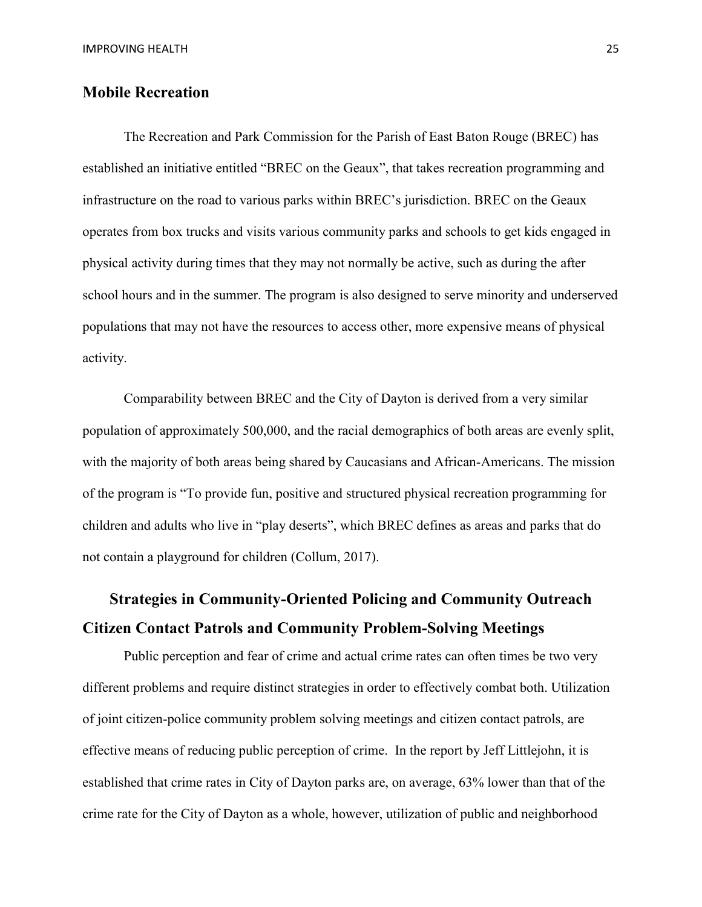## Mobile Recreation

The Recreation and Park Commission for the Parish of East Baton Rouge (BREC) has established an initiative entitled "BREC on the Geaux", that takes recreation programming and infrastructure on the road to various parks within BREC's jurisdiction. BREC on the Geaux operates from box trucks and visits various community parks and schools to get kids engaged in physical activity during times that they may not normally be active, such as during the after school hours and in the summer. The program is also designed to serve minority and underserved populations that may not have the resources to access other, more expensive means of physical activity.

Comparability between BREC and the City of Dayton is derived from a very similar population of approximately 500,000, and the racial demographics of both areas are evenly split, with the majority of both areas being shared by Caucasians and African-Americans. The mission of the program is "To provide fun, positive and structured physical recreation programming for children and adults who live in "play deserts", which BREC defines as areas and parks that do not contain a playground for children (Collum, 2017).

## Strategies in Community-Oriented Policing and Community Outreach

## Citizen Contact Patrols and Community Problem-Solving Meetings

Public perception and fear of crime and actual crime rates can often times be two very different problems and require distinct strategies in order to effectively combat both. Utilization of joint citizen-police community problem solving meetings and citizen contact patrols, are effective means of reducing public perception of crime. In the report by Jeff Littlejohn, it is established that crime rates in City of Dayton parks are, on average, 63% lower than that of the crime rate for the City of Dayton as a whole, however, utilization of public and neighborhood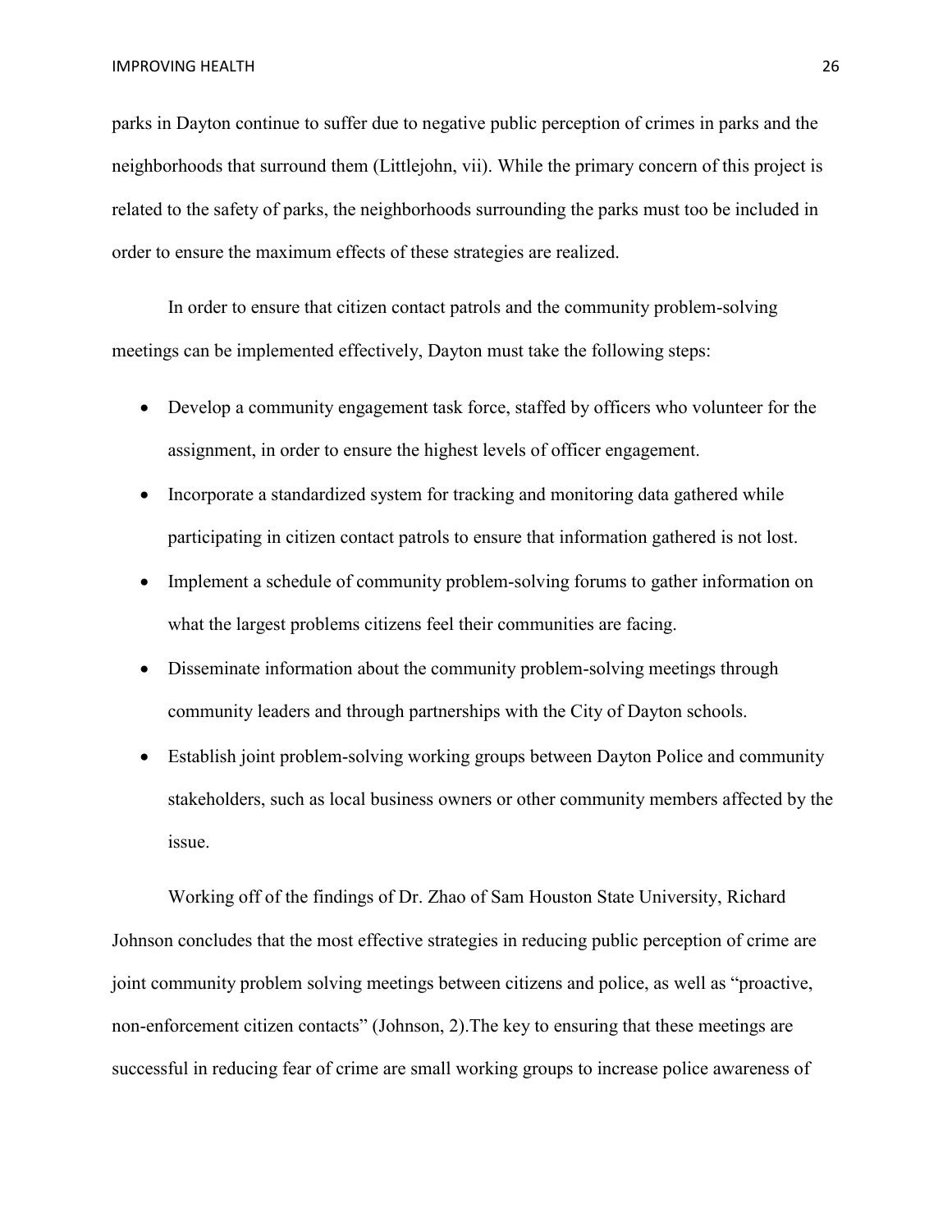parks in Dayton continue to suffer due to negative public perception of crimes in parks and the neighborhoods that surround them (Littlejohn, vii). While the primary concern of this project is related to the safety of parks, the neighborhoods surrounding the parks must too be included in order to ensure the maximum effects of these strategies are realized.

In order to ensure that citizen contact patrols and the community problem-solving meetings can be implemented effectively, Dayton must take the following steps:

- Develop a community engagement task force, staffed by officers who volunteer for the assignment, in order to ensure the highest levels of officer engagement.
- Incorporate a standardized system for tracking and monitoring data gathered while participating in citizen contact patrols to ensure that information gathered is not lost.
- Implement a schedule of community problem-solving forums to gather information on what the largest problems citizens feel their communities are facing.
- Disseminate information about the community problem-solving meetings through community leaders and through partnerships with the City of Dayton schools.
- Establish joint problem-solving working groups between Dayton Police and community stakeholders, such as local business owners or other community members affected by the issue.

Working off of the findings of Dr. Zhao of Sam Houston State University, Richard Johnson concludes that the most effective strategies in reducing public perception of crime are joint community problem solving meetings between citizens and police, as well as "proactive, non-enforcement citizen contacts" (Johnson, 2).The key to ensuring that these meetings are successful in reducing fear of crime are small working groups to increase police awareness of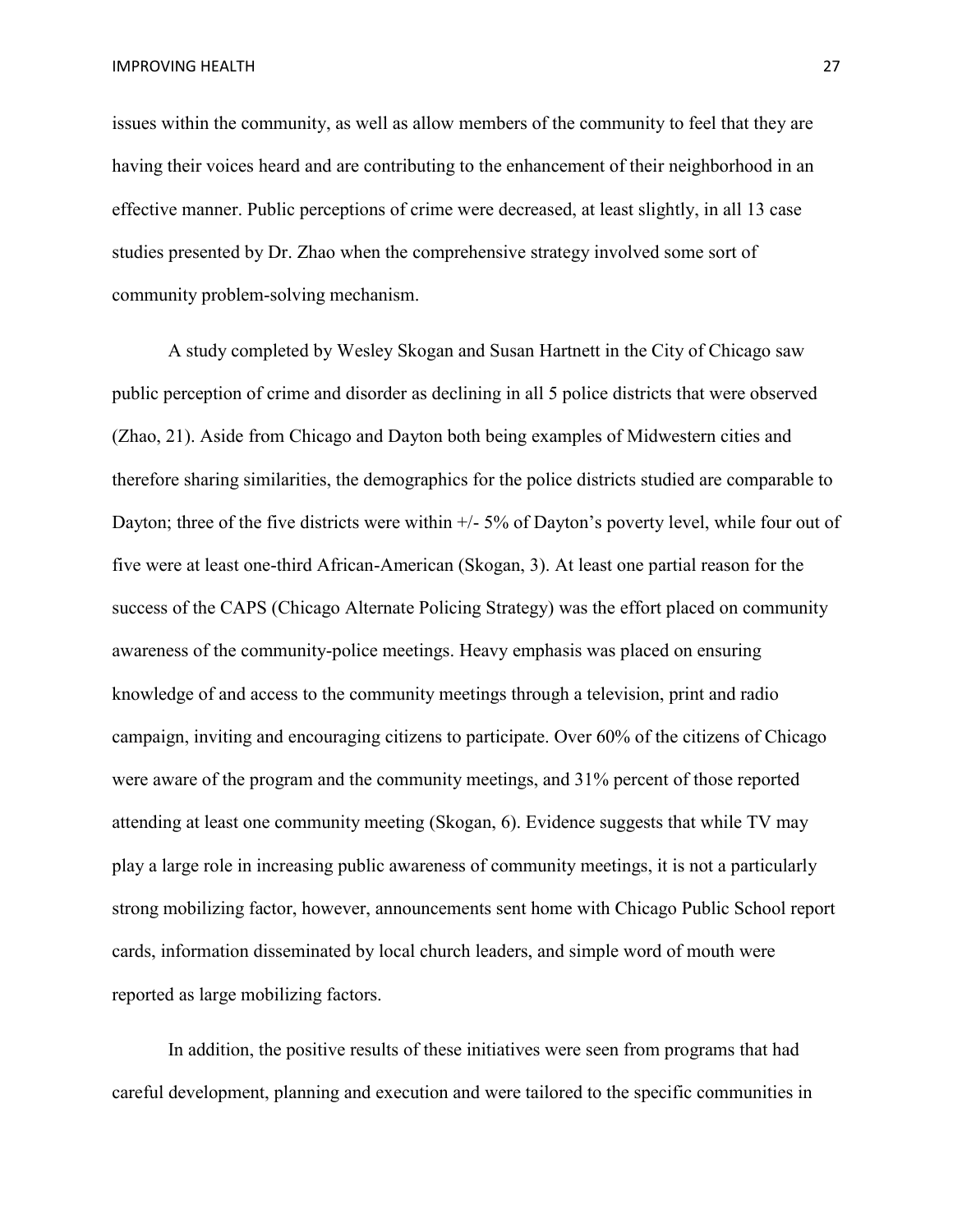issues within the community, as well as allow members of the community to feel that they are having their voices heard and are contributing to the enhancement of their neighborhood in an effective manner. Public perceptions of crime were decreased, at least slightly, in all 13 case studies presented by Dr. Zhao when the comprehensive strategy involved some sort of community problem-solving mechanism.

A study completed by Wesley Skogan and Susan Hartnett in the City of Chicago saw public perception of crime and disorder as declining in all 5 police districts that were observed (Zhao, 21). Aside from Chicago and Dayton both being examples of Midwestern cities and therefore sharing similarities, the demographics for the police districts studied are comparable to Dayton; three of the five districts were within +/- 5% of Dayton's poverty level, while four out of five were at least one-third African-American (Skogan, 3). At least one partial reason for the success of the CAPS (Chicago Alternate Policing Strategy) was the effort placed on community awareness of the community-police meetings. Heavy emphasis was placed on ensuring knowledge of and access to the community meetings through a television, print and radio campaign, inviting and encouraging citizens to participate. Over 60% of the citizens of Chicago were aware of the program and the community meetings, and 31% percent of those reported attending at least one community meeting (Skogan, 6). Evidence suggests that while TV may play a large role in increasing public awareness of community meetings, it is not a particularly strong mobilizing factor, however, announcements sent home with Chicago Public School report cards, information disseminated by local church leaders, and simple word of mouth were reported as large mobilizing factors.

In addition, the positive results of these initiatives were seen from programs that had careful development, planning and execution and were tailored to the specific communities in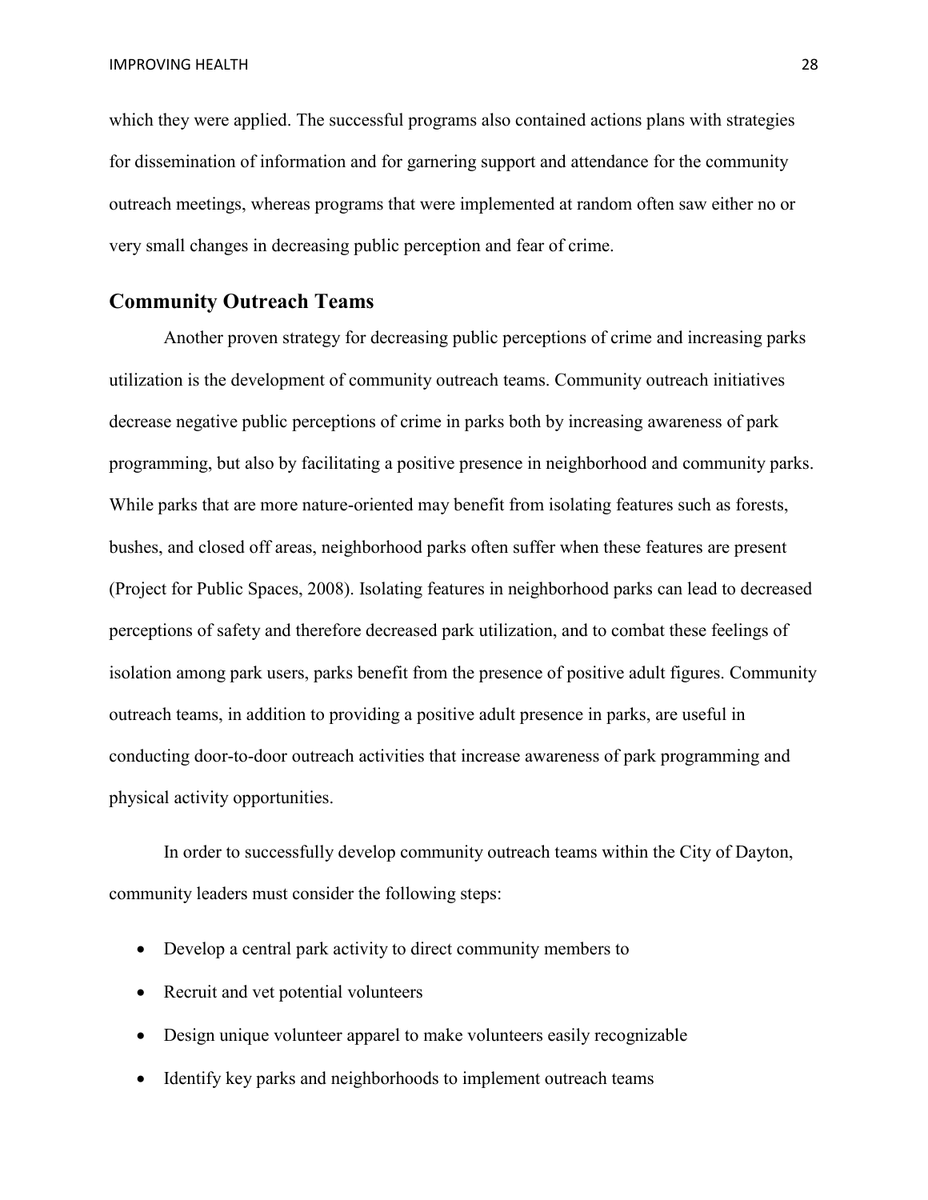which they were applied. The successful programs also contained actions plans with strategies for dissemination of information and for garnering support and attendance for the community outreach meetings, whereas programs that were implemented at random often saw either no or very small changes in decreasing public perception and fear of crime.

## Community Outreach Teams

Another proven strategy for decreasing public perceptions of crime and increasing parks utilization is the development of community outreach teams. Community outreach initiatives decrease negative public perceptions of crime in parks both by increasing awareness of park programming, but also by facilitating a positive presence in neighborhood and community parks. While parks that are more nature-oriented may benefit from isolating features such as forests, bushes, and closed off areas, neighborhood parks often suffer when these features are present (Project for Public Spaces, 2008). Isolating features in neighborhood parks can lead to decreased perceptions of safety and therefore decreased park utilization, and to combat these feelings of isolation among park users, parks benefit from the presence of positive adult figures. Community outreach teams, in addition to providing a positive adult presence in parks, are useful in conducting door-to-door outreach activities that increase awareness of park programming and physical activity opportunities.

In order to successfully develop community outreach teams within the City of Dayton, community leaders must consider the following steps:

- Develop a central park activity to direct community members to
- Recruit and vet potential volunteers
- Design unique volunteer apparel to make volunteers easily recognizable
- Identify key parks and neighborhoods to implement outreach teams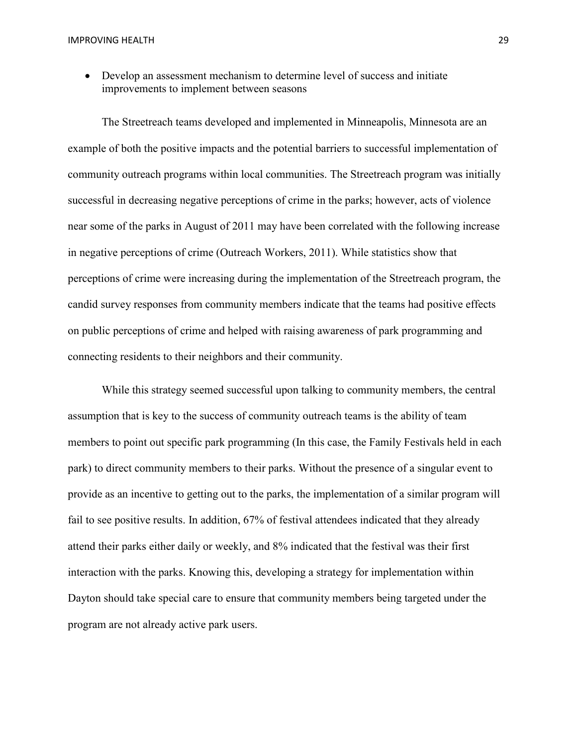- Develop an assessment mechanism to determine level of success and initiate improvements to implement between seasons

The Streetreach teams developed and implemented in Minneapolis, Minnesota are an example of both the positive impacts and the potential barriers to successful implementation of community outreach programs within local communities. The Streetreach program was initially successful in decreasing negative perceptions of crime in the parks; however, acts of violence near some of the parks in August of 2011 may have been correlated with the following increase in negative perceptions of crime (Outreach Workers, 2011). While statistics show that perceptions of crime were increasing during the implementation of the Streetreach program, the candid survey responses from community members indicate that the teams had positive effects on public perceptions of crime and helped with raising awareness of park programming and connecting residents to their neighbors and their community.

While this strategy seemed successful upon talking to community members, the central assumption that is key to the success of community outreach teams is the ability of team members to point out specific park programming (In this case, the Family Festivals held in each park) to direct community members to their parks. Without the presence of a singular event to provide as an incentive to getting out to the parks, the implementation of a similar program will fail to see positive results. In addition, 67% of festival attendees indicated that they already attend their parks either daily or weekly, and 8% indicated that the festival was their first interaction with the parks. Knowing this, developing a strategy for implementation within Dayton should take special care to ensure that community members being targeted under the program are not already active park users.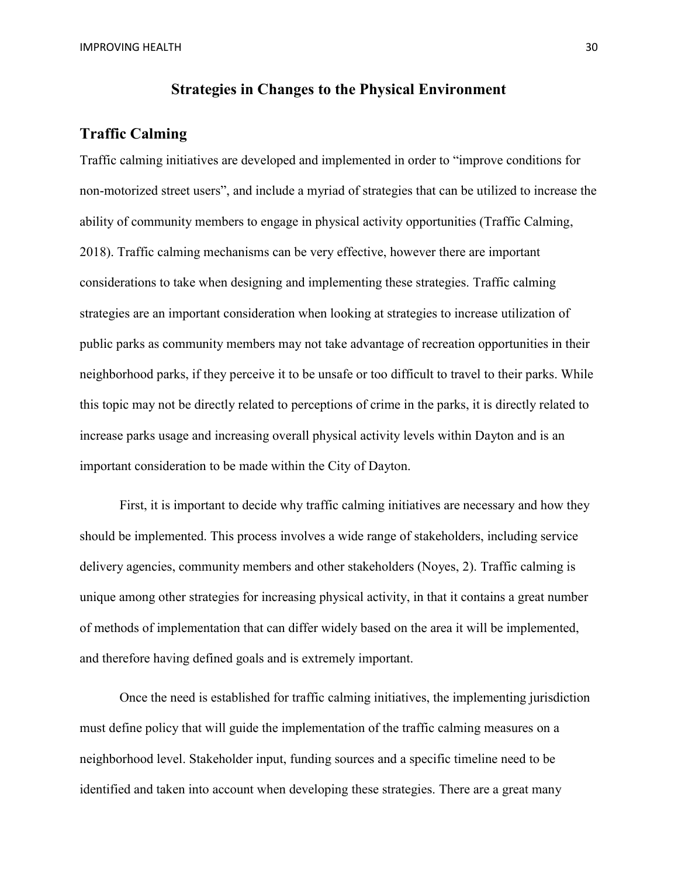# Strategies in Changes to the Physical Environment

## Traffic Calming

Traffic calming initiatives are developed and implemented in order to "improve conditions for non-motorized street users", and include a myriad of strategies that can be utilized to increase the ability of community members to engage in physical activity opportunities (Traffic Calming, 2018). Traffic calming mechanisms can be very effective, however there are important considerations to take when designing and implementing these strategies. Traffic calming strategies are an important consideration when looking at strategies to increase utilization of public parks as community members may not take advantage of recreation opportunities in their neighborhood parks, if they perceive it to be unsafe or too difficult to travel to their parks. While this topic may not be directly related to perceptions of crime in the parks, it is directly related to increase parks usage and increasing overall physical activity levels within Dayton and is an important consideration to be made within the City of Dayton.

First, it is important to decide why traffic calming initiatives are necessary and how they should be implemented. This process involves a wide range of stakeholders, including service delivery agencies, community members and other stakeholders (Noyes, 2). Traffic calming is unique among other strategies for increasing physical activity, in that it contains a great number of methods of implementation that can differ widely based on the area it will be implemented, and therefore having defined goals and is extremely important.

Once the need is established for traffic calming initiatives, the implementing jurisdiction must define policy that will guide the implementation of the traffic calming measures on a neighborhood level. Stakeholder input, funding sources and a specific timeline need to be identified and taken into account when developing these strategies. There are a great many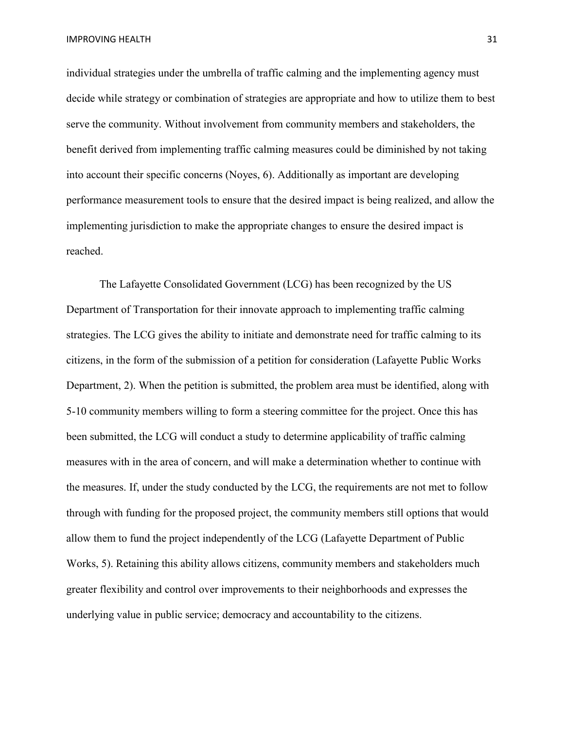individual strategies under the umbrella of traffic calming and the implementing agency must decide while strategy or combination of strategies are appropriate and how to utilize them to best serve the community. Without involvement from community members and stakeholders, the benefit derived from implementing traffic calming measures could be diminished by not taking into account their specific concerns (Noyes, 6). Additionally as important are developing performance measurement tools to ensure that the desired impact is being realized, and allow the implementing jurisdiction to make the appropriate changes to ensure the desired impact is reached.

The Lafayette Consolidated Government (LCG) has been recognized by the US Department of Transportation for their innovate approach to implementing traffic calming strategies. The LCG gives the ability to initiate and demonstrate need for traffic calming to its citizens, in the form of the submission of a petition for consideration (Lafayette Public Works Department, 2). When the petition is submitted, the problem area must be identified, along with 5-10 community members willing to form a steering committee for the project. Once this has been submitted, the LCG will conduct a study to determine applicability of traffic calming measures with in the area of concern, and will make a determination whether to continue with the measures. If, under the study conducted by the LCG, the requirements are not met to follow through with funding for the proposed project, the community members still options that would allow them to fund the project independently of the LCG (Lafayette Department of Public Works, 5). Retaining this ability allows citizens, community members and stakeholders much greater flexibility and control over improvements to their neighborhoods and expresses the underlying value in public service; democracy and accountability to the citizens.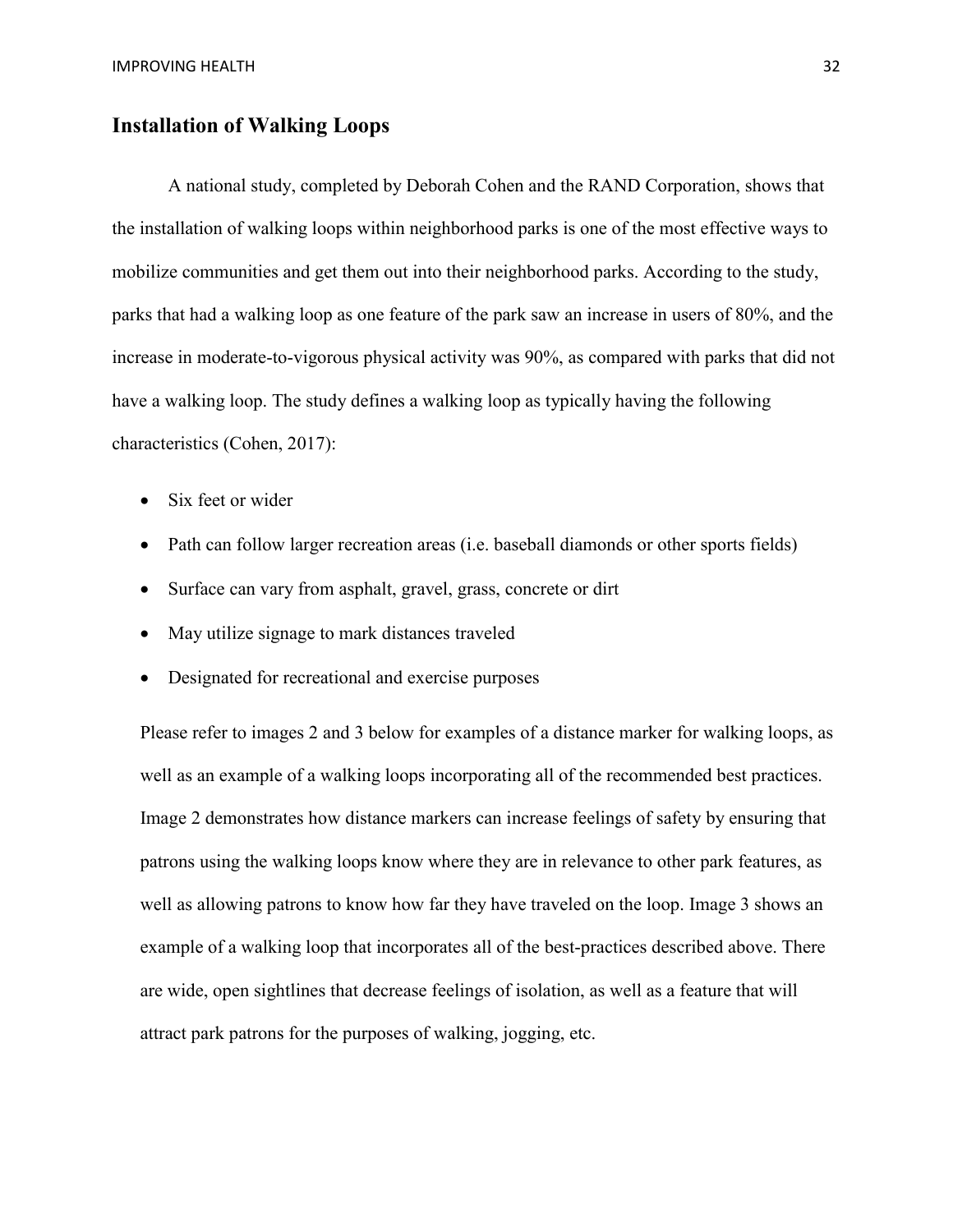## Installation of Walking Loops

A national study, completed by Deborah Cohen and the RAND Corporation, shows that the installation of walking loops within neighborhood parks is one of the most effective ways to mobilize communities and get them out into their neighborhood parks. According to the study, parks that had a walking loop as one feature of the park saw an increase in users of 80%, and the increase in moderate-to-vigorous physical activity was 90%, as compared with parks that did not have a walking loop. The study defines a walking loop as typically having the following characteristics (Cohen, 2017):

- Six feet or wider
- Path can follow larger recreation areas (i.e. baseball diamonds or other sports fields)
- Surface can vary from asphalt, gravel, grass, concrete or dirt
- May utilize signage to mark distances traveled
- Designated for recreational and exercise purposes

Please refer to images 2 and 3 below for examples of a distance marker for walking loops, as well as an example of a walking loops incorporating all of the recommended best practices. Image 2 demonstrates how distance markers can increase feelings of safety by ensuring that patrons using the walking loops know where they are in relevance to other park features, as well as allowing patrons to know how far they have traveled on the loop. Image 3 shows an example of a walking loop that incorporates all of the best-practices described above. There are wide, open sightlines that decrease feelings of isolation, as well as a feature that will attract park patrons for the purposes of walking, jogging, etc.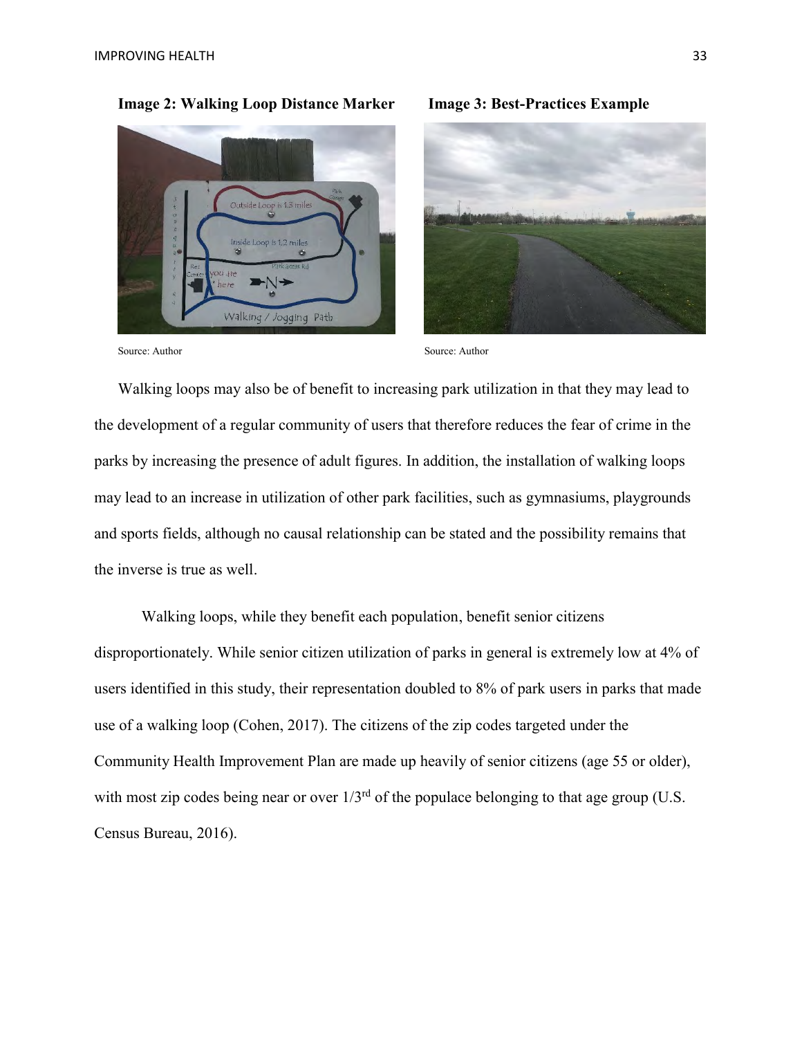**Image 2: Walking Loop Distance Marker**

Source: Author

**Image 3: Best-Practices Example**

Source: Author

Walking loops may also be of benefit to increasing park utilization in that they may lead to the development of a regular community of users that therefore reduces the fear of crime in the parks by increasing the presence of adult figures. In addition, the installation of walking loops may lead to an increase in utilization of other park facilities, such as gymnasiums, playgrounds and sports fields, although no causal relationship can be stated and the possibility remains that the inverse is true as well.

Walking loops, while they benefit each population, benefit senior citizens disproportionately. While senior citizen utilization of parks in general is extremely low at 4% of users identified in this study, their representation doubled to 8% of park users in parks that made use of a walking loop (Cohen, 2017). The citizens of the zip codes targeted under the Community Health Improvement Plan are made up heavily of senior citizens (age 55 or older), with most zip codes being near or over 1/3rd of the populace belonging to that age group (U.S. Census Bureau, 2016).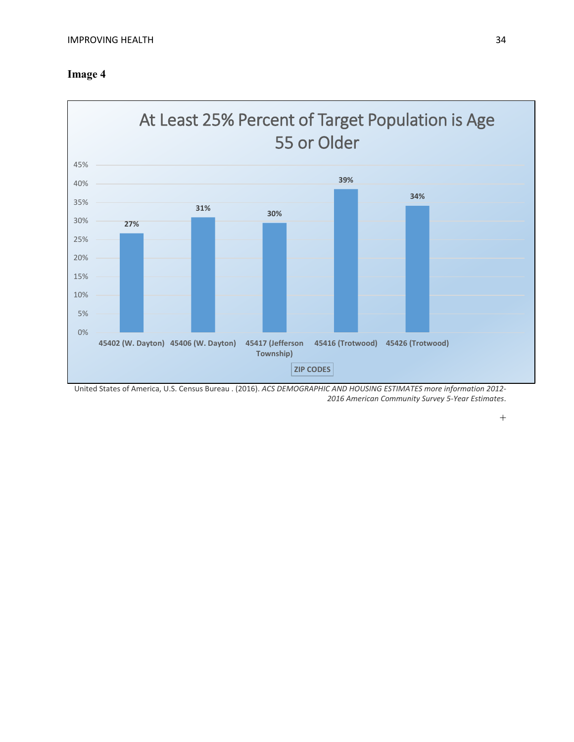**Image 4**

At Least 25% Percent of Target Population is Age 55 or Older

| ZIP CODES | Percent |
| --- | --- |
| 45402 (W. Dayton) | 27% |
| 45406 (W. Dayton) | 31% |
| 45417 (Jefferson Township) | 30% |
| 45416 (Trotwood) | 39% |
| 45426 (Trotwood) | 34% |

United States of America, U.S. Census Bureau . (2016). *ACS DEMOGRAPHIC AND HOUSING ESTIMATES more information 2012-2016 American Community Survey 5-Year Estimates*.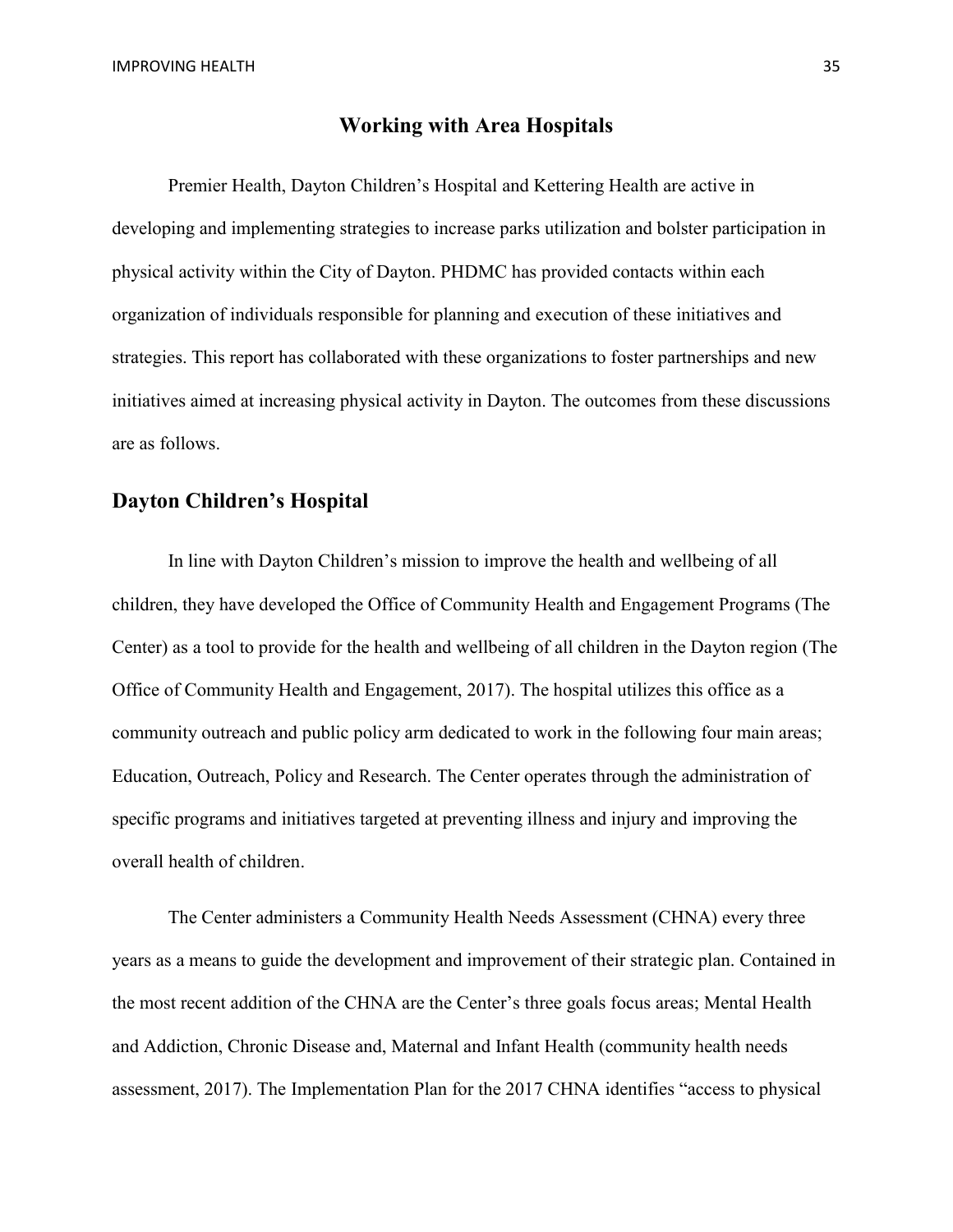# Working with Area Hospitals

Premier Health, Dayton Children's Hospital and Kettering Health are active in developing and implementing strategies to increase parks utilization and bolster participation in physical activity within the City of Dayton. PHDMC has provided contacts within each organization of individuals responsible for planning and execution of these initiatives and strategies. This report has collaborated with these organizations to foster partnerships and new initiatives aimed at increasing physical activity in Dayton. The outcomes from these discussions are as follows.

## Dayton Children's Hospital

In line with Dayton Children's mission to improve the health and wellbeing of all children, they have developed the Office of Community Health and Engagement Programs (The Center) as a tool to provide for the health and wellbeing of all children in the Dayton region (The Office of Community Health and Engagement, 2017). The hospital utilizes this office as a community outreach and public policy arm dedicated to work in the following four main areas; Education, Outreach, Policy and Research. The Center operates through the administration of specific programs and initiatives targeted at preventing illness and injury and improving the overall health of children.

The Center administers a Community Health Needs Assessment (CHNA) every three years as a means to guide the development and improvement of their strategic plan. Contained in the most recent addition of the CHNA are the Center's three goals focus areas; Mental Health and Addiction, Chronic Disease and, Maternal and Infant Health (community health needs assessment, 2017). The Implementation Plan for the 2017 CHNA identifies "access to physical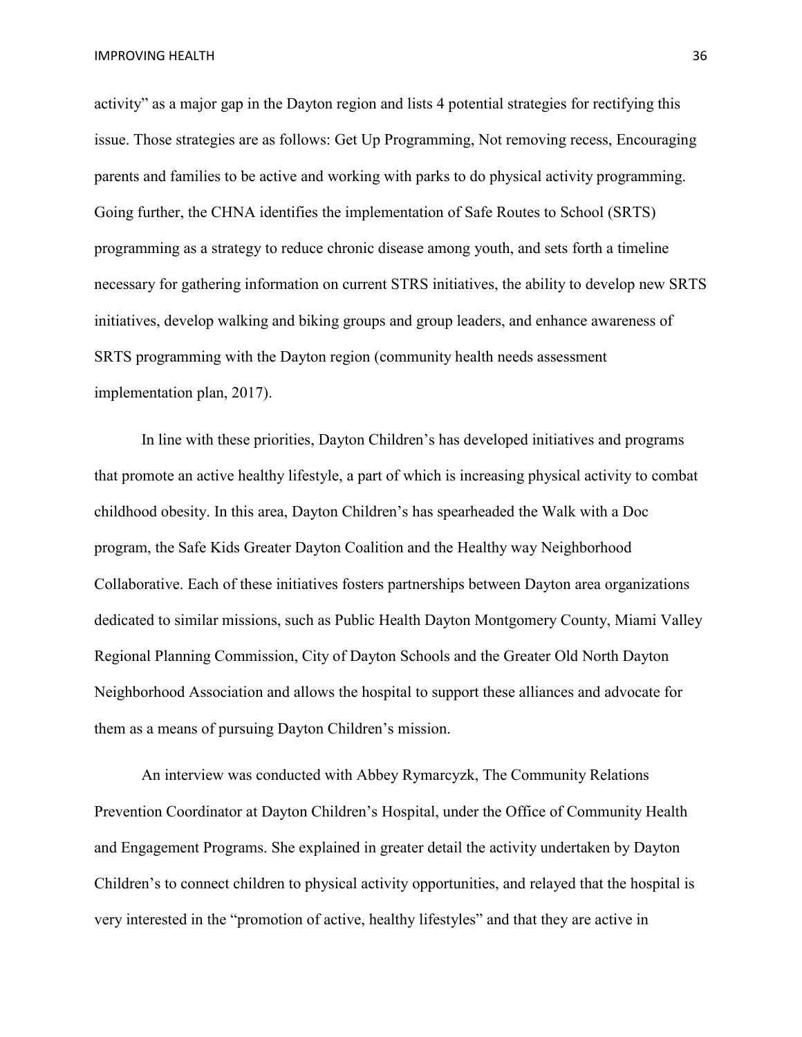activity" as a major gap in the Dayton region and lists 4 potential strategies for rectifying this issue. Those strategies are as follows: Get Up Programming, Not removing recess, Encouraging parents and families to be active and working with parks to do physical activity programming. Going further, the CHNA identifies the implementation of Safe Routes to School (SRTS) programming as a strategy to reduce chronic disease among youth, and sets forth a timeline necessary for gathering information on current STRS initiatives, the ability to develop new SRTS initiatives, develop walking and biking groups and group leaders, and enhance awareness of SRTS programming with the Dayton region (community health needs assessment implementation plan, 2017).

In line with these priorities, Dayton Children's has developed initiatives and programs that promote an active healthy lifestyle, a part of which is increasing physical activity to combat childhood obesity. In this area, Dayton Children's has spearheaded the Walk with a Doc program, the Safe Kids Greater Dayton Coalition and the Healthy way Neighborhood Collaborative. Each of these initiatives fosters partnerships between Dayton area organizations dedicated to similar missions, such as Public Health Dayton Montgomery County, Miami Valley Regional Planning Commission, City of Dayton Schools and the Greater Old North Dayton Neighborhood Association and allows the hospital to support these alliances and advocate for them as a means of pursuing Dayton Children's mission.

An interview was conducted with Abbey Rymarcyzk, The Community Relations Prevention Coordinator at Dayton Children's Hospital, under the Office of Community Health and Engagement Programs. She explained in greater detail the activity undertaken by Dayton Children's to connect children to physical activity opportunities, and relayed that the hospital is very interested in the "promotion of active, healthy lifestyles" and that they are active in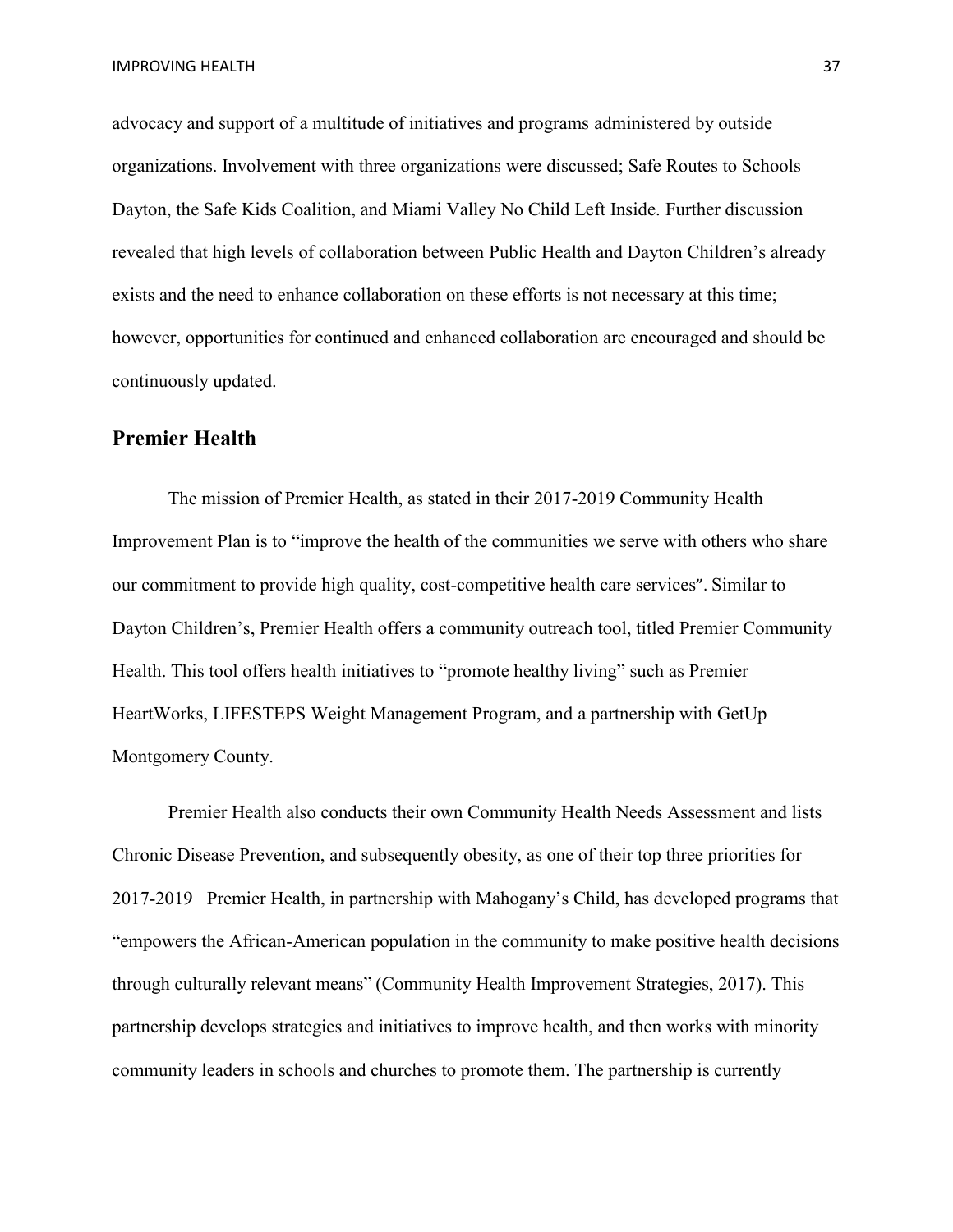advocacy and support of a multitude of initiatives and programs administered by outside organizations. Involvement with three organizations were discussed; Safe Routes to Schools Dayton, the Safe Kids Coalition, and Miami Valley No Child Left Inside. Further discussion revealed that high levels of collaboration between Public Health and Dayton Children's already exists and the need to enhance collaboration on these efforts is not necessary at this time; however, opportunities for continued and enhanced collaboration are encouraged and should be continuously updated.

## Premier Health

The mission of Premier Health, as stated in their 2017-2019 Community Health Improvement Plan is to "improve the health of the communities we serve with others who share our commitment to provide high quality, cost-competitive health care services". Similar to Dayton Children's, Premier Health offers a community outreach tool, titled Premier Community Health. This tool offers health initiatives to "promote healthy living" such as Premier HeartWorks, LIFESTEPS Weight Management Program, and a partnership with GetUp Montgomery County.

Premier Health also conducts their own Community Health Needs Assessment and lists Chronic Disease Prevention, and subsequently obesity, as one of their top three priorities for 2017-2019 Premier Health, in partnership with Mahogany's Child, has developed programs that "empowers the African-American population in the community to make positive health decisions through culturally relevant means" (Community Health Improvement Strategies, 2017). This partnership develops strategies and initiatives to improve health, and then works with minority community leaders in schools and churches to promote them. The partnership is currently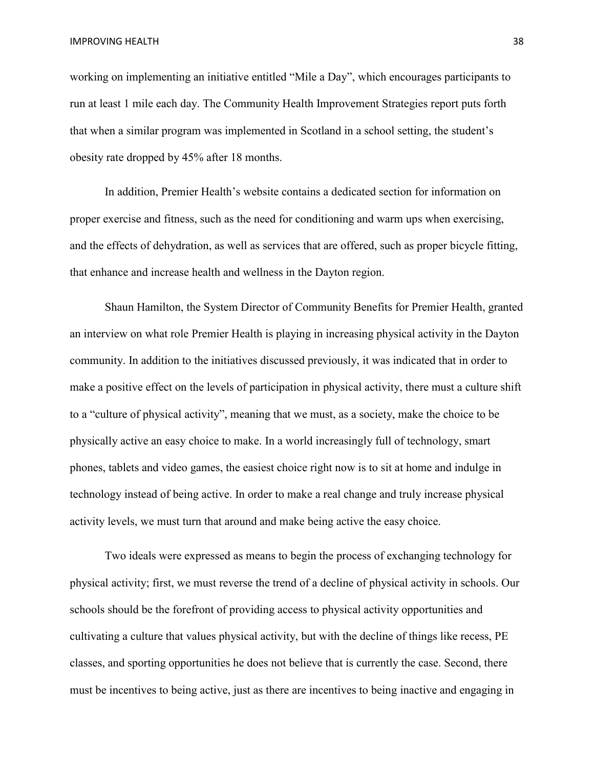working on implementing an initiative entitled "Mile a Day", which encourages participants to run at least 1 mile each day. The Community Health Improvement Strategies report puts forth that when a similar program was implemented in Scotland in a school setting, the student's obesity rate dropped by 45% after 18 months.

In addition, Premier Health's website contains a dedicated section for information on proper exercise and fitness, such as the need for conditioning and warm ups when exercising, and the effects of dehydration, as well as services that are offered, such as proper bicycle fitting, that enhance and increase health and wellness in the Dayton region.

Shaun Hamilton, the System Director of Community Benefits for Premier Health, granted an interview on what role Premier Health is playing in increasing physical activity in the Dayton community. In addition to the initiatives discussed previously, it was indicated that in order to make a positive effect on the levels of participation in physical activity, there must a culture shift to a "culture of physical activity", meaning that we must, as a society, make the choice to be physically active an easy choice to make. In a world increasingly full of technology, smart phones, tablets and video games, the easiest choice right now is to sit at home and indulge in technology instead of being active. In order to make a real change and truly increase physical activity levels, we must turn that around and make being active the easy choice.

Two ideals were expressed as means to begin the process of exchanging technology for physical activity; first, we must reverse the trend of a decline of physical activity in schools. Our schools should be the forefront of providing access to physical activity opportunities and cultivating a culture that values physical activity, but with the decline of things like recess, PE classes, and sporting opportunities he does not believe that is currently the case. Second, there must be incentives to being active, just as there are incentives to being inactive and engaging in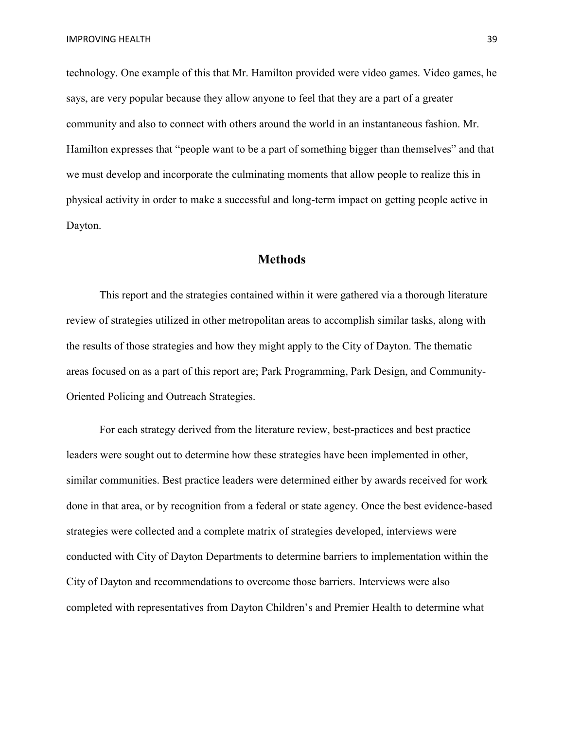technology. One example of this that Mr. Hamilton provided were video games. Video games, he says, are very popular because they allow anyone to feel that they are a part of a greater community and also to connect with others around the world in an instantaneous fashion. Mr. Hamilton expresses that "people want to be a part of something bigger than themselves" and that we must develop and incorporate the culminating moments that allow people to realize this in physical activity in order to make a successful and long-term impact on getting people active in Dayton.

## Methods

This report and the strategies contained within it were gathered via a thorough literature review of strategies utilized in other metropolitan areas to accomplish similar tasks, along with the results of those strategies and how they might apply to the City of Dayton. The thematic areas focused on as a part of this report are; Park Programming, Park Design, and Community-Oriented Policing and Outreach Strategies.

For each strategy derived from the literature review, best-practices and best practice leaders were sought out to determine how these strategies have been implemented in other, similar communities. Best practice leaders were determined either by awards received for work done in that area, or by recognition from a federal or state agency. Once the best evidence-based strategies were collected and a complete matrix of strategies developed, interviews were conducted with City of Dayton Departments to determine barriers to implementation within the City of Dayton and recommendations to overcome those barriers. Interviews were also completed with representatives from Dayton Children's and Premier Health to determine what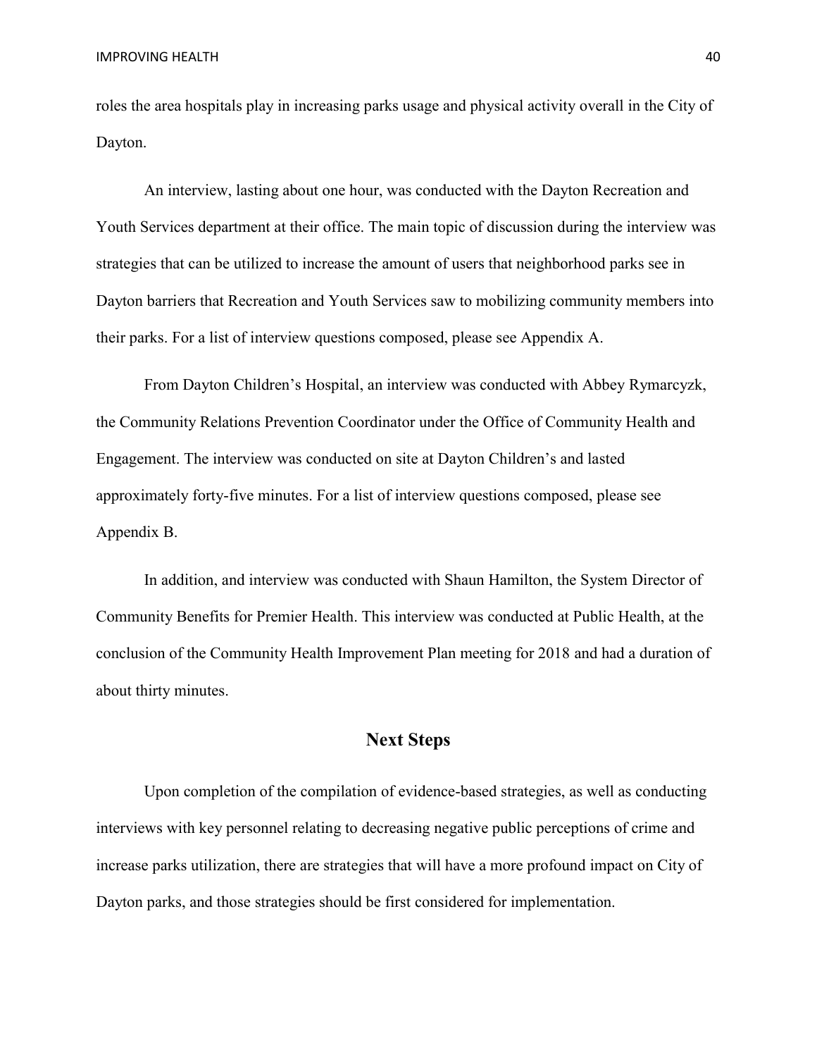roles the area hospitals play in increasing parks usage and physical activity overall in the City of Dayton.

An interview, lasting about one hour, was conducted with the Dayton Recreation and Youth Services department at their office. The main topic of discussion during the interview was strategies that can be utilized to increase the amount of users that neighborhood parks see in Dayton barriers that Recreation and Youth Services saw to mobilizing community members into their parks. For a list of interview questions composed, please see Appendix A.

From Dayton Children's Hospital, an interview was conducted with Abbey Rymarcyzk, the Community Relations Prevention Coordinator under the Office of Community Health and Engagement. The interview was conducted on site at Dayton Children's and lasted approximately forty-five minutes. For a list of interview questions composed, please see Appendix B.

In addition, and interview was conducted with Shaun Hamilton, the System Director of Community Benefits for Premier Health. This interview was conducted at Public Health, at the conclusion of the Community Health Improvement Plan meeting for 2018 and had a duration of about thirty minutes.

## Next Steps

Upon completion of the compilation of evidence-based strategies, as well as conducting interviews with key personnel relating to decreasing negative public perceptions of crime and increase parks utilization, there are strategies that will have a more profound impact on City of Dayton parks, and those strategies should be first considered for implementation.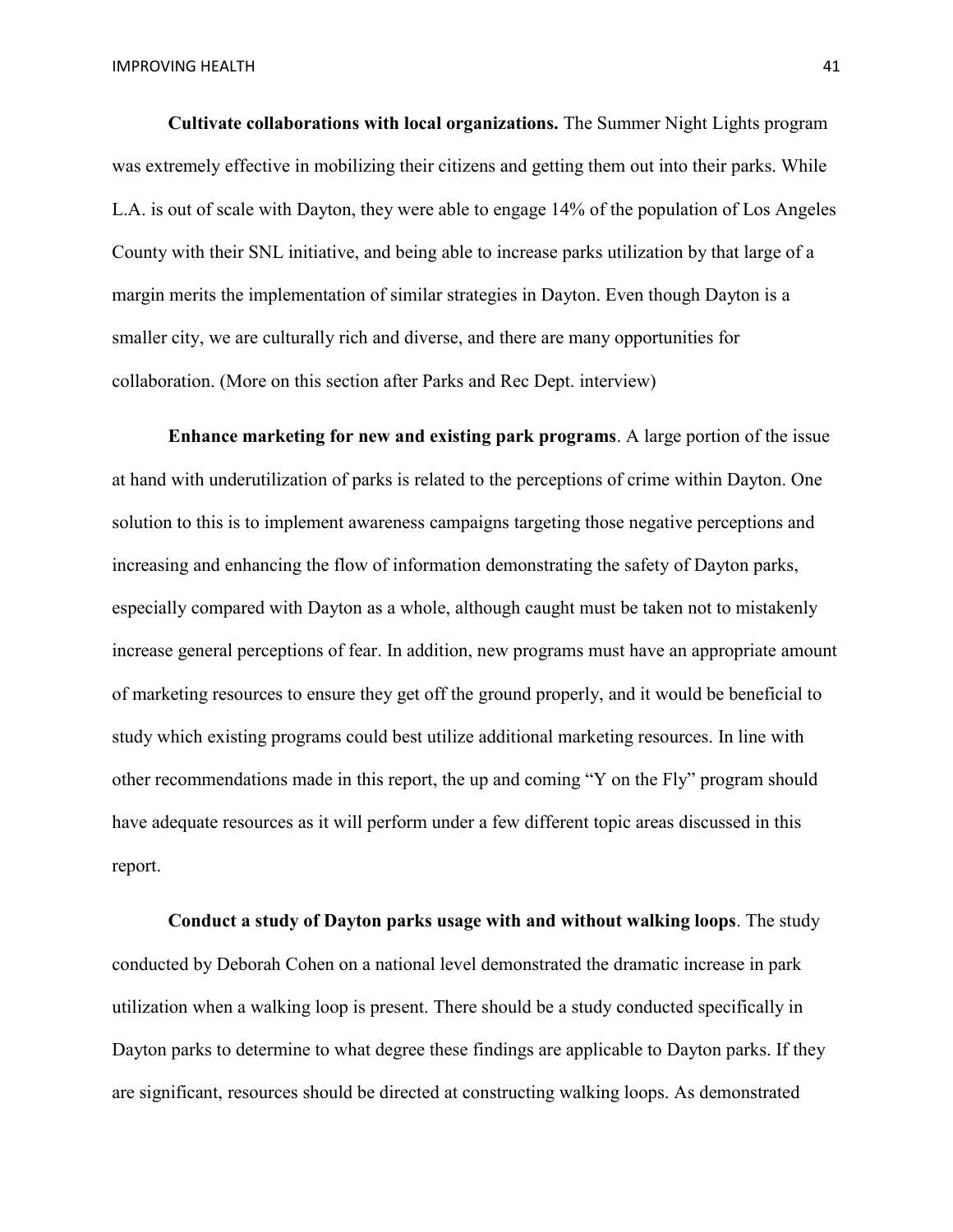**Cultivate collaborations with local organizations.** The Summer Night Lights program was extremely effective in mobilizing their citizens and getting them out into their parks. While L.A. is out of scale with Dayton, they were able to engage 14% of the population of Los Angeles County with their SNL initiative, and being able to increase parks utilization by that large of a margin merits the implementation of similar strategies in Dayton. Even though Dayton is a smaller city, we are culturally rich and diverse, and there are many opportunities for collaboration. (More on this section after Parks and Rec Dept. interview)

**Enhance marketing for new and existing park programs**. A large portion of the issue at hand with underutilization of parks is related to the perceptions of crime within Dayton. One solution to this is to implement awareness campaigns targeting those negative perceptions and increasing and enhancing the flow of information demonstrating the safety of Dayton parks, especially compared with Dayton as a whole, although caught must be taken not to mistakenly increase general perceptions of fear. In addition, new programs must have an appropriate amount of marketing resources to ensure they get off the ground properly, and it would be beneficial to study which existing programs could best utilize additional marketing resources. In line with other recommendations made in this report, the up and coming "Y on the Fly" program should have adequate resources as it will perform under a few different topic areas discussed in this report.

**Conduct a study of Dayton parks usage with and without walking loops**. The study conducted by Deborah Cohen on a national level demonstrated the dramatic increase in park utilization when a walking loop is present. There should be a study conducted specifically in Dayton parks to determine to what degree these findings are applicable to Dayton parks. If they are significant, resources should be directed at constructing walking loops. As demonstrated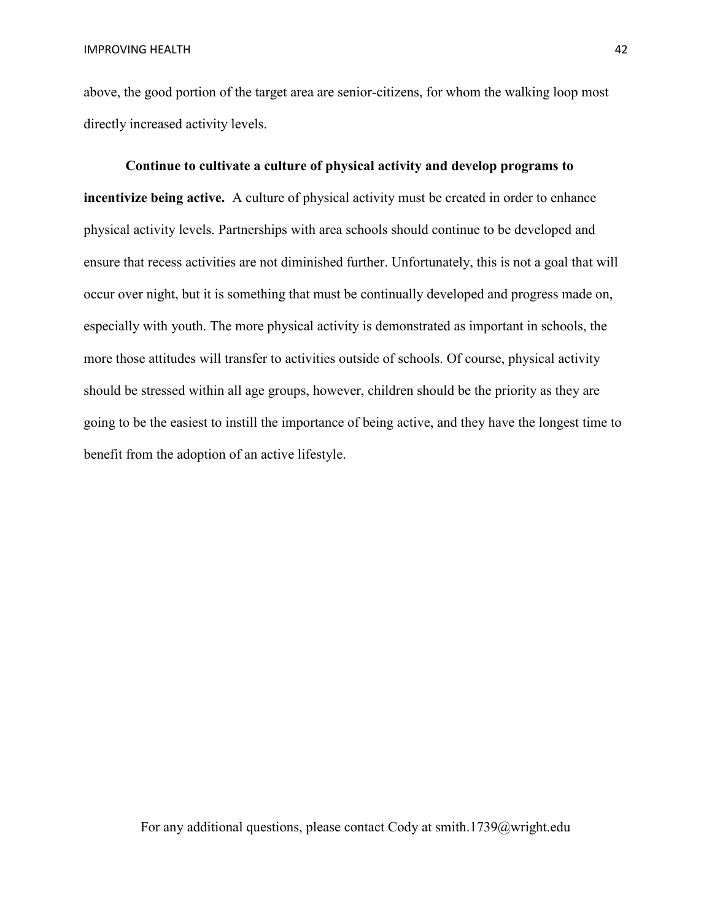above, the good portion of the target area are senior-citizens, for whom the walking loop most directly increased activity levels.

**Continue to cultivate a culture of physical activity and develop programs to incentivize being active.** A culture of physical activity must be created in order to enhance physical activity levels. Partnerships with area schools should continue to be developed and ensure that recess activities are not diminished further. Unfortunately, this is not a goal that will occur over night, but it is something that must be continually developed and progress made on, especially with youth. The more physical activity is demonstrated as important in schools, the more those attitudes will transfer to activities outside of schools. Of course, physical activity should be stressed within all age groups, however, children should be the priority as they are going to be the easiest to instill the importance of being active, and they have the longest time to benefit from the adoption of an active lifestyle.

For any additional questions, please contact Cody at smith.1739@wright.edu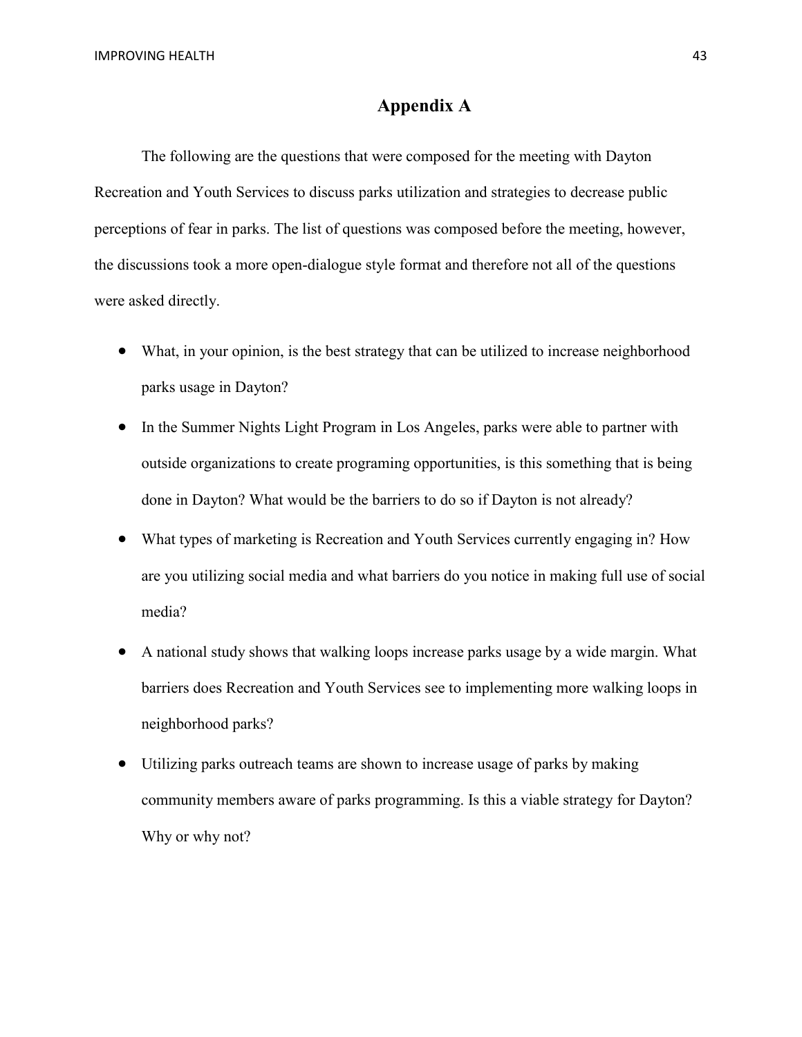# Appendix A

The following are the questions that were composed for the meeting with Dayton Recreation and Youth Services to discuss parks utilization and strategies to decrease public perceptions of fear in parks. The list of questions was composed before the meeting, however, the discussions took a more open-dialogue style format and therefore not all of the questions were asked directly.

- What, in your opinion, is the best strategy that can be utilized to increase neighborhood parks usage in Dayton?
- In the Summer Nights Light Program in Los Angeles, parks were able to partner with outside organizations to create programing opportunities, is this something that is being done in Dayton? What would be the barriers to do so if Dayton is not already?
- What types of marketing is Recreation and Youth Services currently engaging in? How are you utilizing social media and what barriers do you notice in making full use of social media?
- A national study shows that walking loops increase parks usage by a wide margin. What barriers does Recreation and Youth Services see to implementing more walking loops in neighborhood parks?
- Utilizing parks outreach teams are shown to increase usage of parks by making community members aware of parks programming. Is this a viable strategy for Dayton? Why or why not?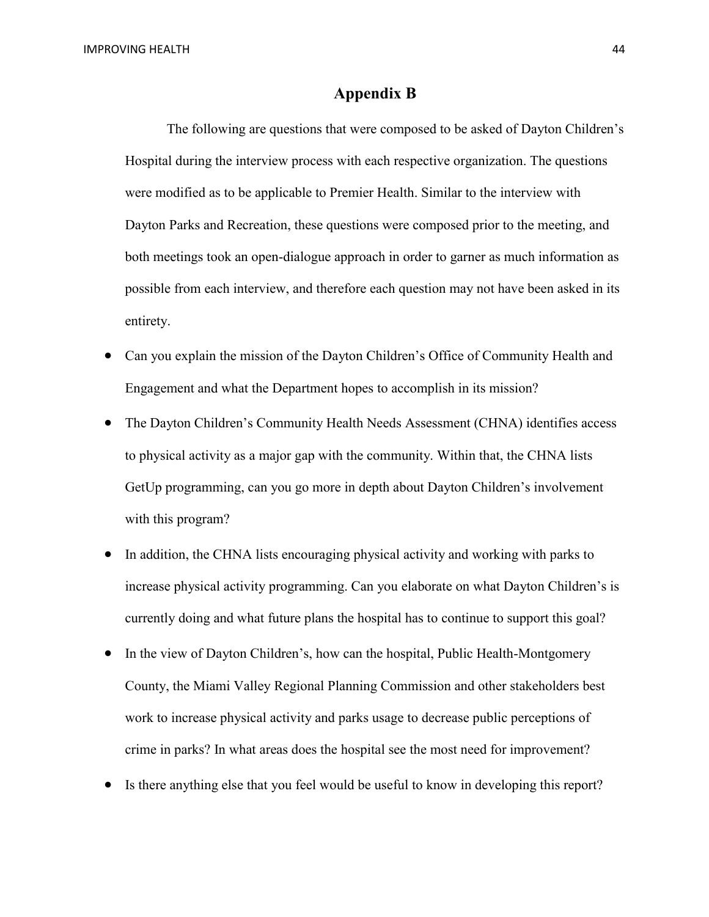# Appendix B

The following are questions that were composed to be asked of Dayton Children's Hospital during the interview process with each respective organization. The questions were modified as to be applicable to Premier Health. Similar to the interview with Dayton Parks and Recreation, these questions were composed prior to the meeting, and both meetings took an open-dialogue approach in order to garner as much information as possible from each interview, and therefore each question may not have been asked in its entirety.

- Can you explain the mission of the Dayton Children's Office of Community Health and Engagement and what the Department hopes to accomplish in its mission?
- The Dayton Children's Community Health Needs Assessment (CHNA) identifies access to physical activity as a major gap with the community. Within that, the CHNA lists GetUp programming, can you go more in depth about Dayton Children's involvement with this program?
- In addition, the CHNA lists encouraging physical activity and working with parks to increase physical activity programming. Can you elaborate on what Dayton Children's is currently doing and what future plans the hospital has to continue to support this goal?
- In the view of Dayton Children's, how can the hospital, Public Health-Montgomery County, the Miami Valley Regional Planning Commission and other stakeholders best work to increase physical activity and parks usage to decrease public perceptions of crime in parks? In what areas does the hospital see the most need for improvement?
- Is there anything else that you feel would be useful to know in developing this report?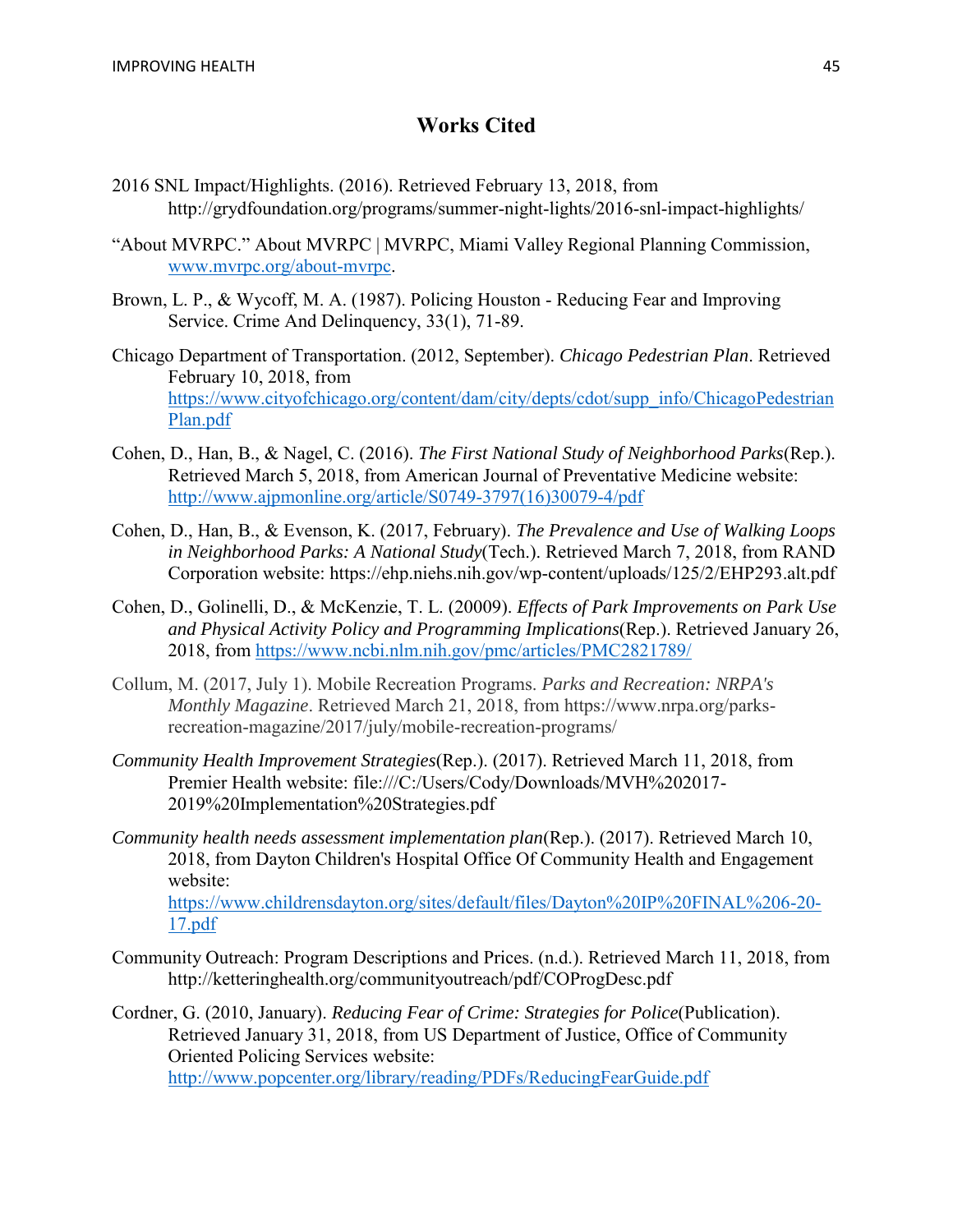# Works Cited

2016 SNL Impact/Highlights. (2016). Retrieved February 13, 2018, from http://grydfoundation.org/programs/summer-night-lights/2016-snl-impact-highlights/

"About MVRPC." About MVRPC | MVRPC, Miami Valley Regional Planning Commission, www.mvrpc.org/about-mvrpc.

Brown, L. P., & Wycoff, M. A. (1987). Policing Houston - Reducing Fear and Improving Service. Crime And Delinquency, 33(1), 71-89.

Chicago Department of Transportation. (2012, September). *Chicago Pedestrian Plan*. Retrieved February 10, 2018, from https://www.cityofchicago.org/content/dam/city/depts/cdot/supp_info/ChicagoPedestrianPlan.pdf

Cohen, D., Han, B., & Nagel, C. (2016). *The First National Study of Neighborhood Parks*(Rep.). Retrieved March 5, 2018, from American Journal of Preventative Medicine website: http://www.ajpmonline.org/article/S0749-3797(16)30079-4/pdf

Cohen, D., Han, B., & Evenson, K. (2017, February). *The Prevalence and Use of Walking Loops in Neighborhood Parks: A National Study*(Tech.). Retrieved March 7, 2018, from RAND Corporation website: https://ehp.niehs.nih.gov/wp-content/uploads/125/2/EHP293.alt.pdf

Cohen, D., Golinelli, D., & McKenzie, T. L. (20009). *Effects of Park Improvements on Park Use and Physical Activity Policy and Programming Implications*(Rep.). Retrieved January 26, 2018, from https://www.ncbi.nlm.nih.gov/pmc/articles/PMC2821789/

Collum, M. (2017, July 1). Mobile Recreation Programs. *Parks and Recreation: NRPA's Monthly Magazine*. Retrieved March 21, 2018, from https://www.nrpa.org/parks-recreation-magazine/2017/july/mobile-recreation-programs/

*Community Health Improvement Strategies*(Rep.). (2017). Retrieved March 11, 2018, from Premier Health website: file:///C:/Users/Cody/Downloads/MVH%202017-2019%20Implementation%20Strategies.pdf

*Community health needs assessment implementation plan*(Rep.). (2017). Retrieved March 10, 2018, from Dayton Children's Hospital Office Of Community Health and Engagement website: https://www.childrensdayton.org/sites/default/files/Dayton%20IP%20FINAL%206-20-17.pdf

Community Outreach: Program Descriptions and Prices. (n.d.). Retrieved March 11, 2018, from http://ketteringhealth.org/communityoutreach/pdf/COProgDesc.pdf

Cordner, G. (2010, January). *Reducing Fear of Crime: Strategies for Police*(Publication). Retrieved January 31, 2018, from US Department of Justice, Office of Community Oriented Policing Services website: http://www.popcenter.org/library/reading/PDFs/ReducingFearGuide.pdf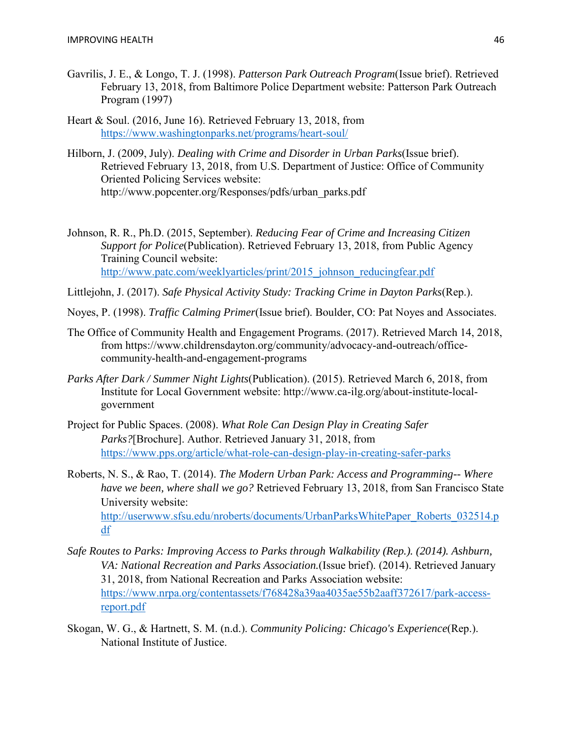Gavrilis, J. E., & Longo, T. J. (1998). *Patterson Park Outreach Program*(Issue brief). Retrieved February 13, 2018, from Baltimore Police Department website: Patterson Park Outreach Program (1997)

Heart & Soul. (2016, June 16). Retrieved February 13, 2018, from https://www.washingtonparks.net/programs/heart-soul/

Hilborn, J. (2009, July). *Dealing with Crime and Disorder in Urban Parks*(Issue brief). Retrieved February 13, 2018, from U.S. Department of Justice: Office of Community Oriented Policing Services website: http://www.popcenter.org/Responses/pdfs/urban_parks.pdf

Johnson, R. R., Ph.D. (2015, September). *Reducing Fear of Crime and Increasing Citizen Support for Police*(Publication). Retrieved February 13, 2018, from Public Agency Training Council website: http://www.patc.com/weeklyarticles/print/2015_johnson_reducingfear.pdf

Littlejohn, J. (2017). *Safe Physical Activity Study: Tracking Crime in Dayton Parks*(Rep.).

Noyes, P. (1998). *Traffic Calming Primer*(Issue brief). Boulder, CO: Pat Noyes and Associates.

The Office of Community Health and Engagement Programs. (2017). Retrieved March 14, 2018, from https://www.childrensdayton.org/community/advocacy-and-outreach/office-community-health-and-engagement-programs

*Parks After Dark / Summer Night Lights*(Publication). (2015). Retrieved March 6, 2018, from Institute for Local Government website: http://www.ca-ilg.org/about-institute-local-government

Project for Public Spaces. (2008). *What Role Can Design Play in Creating Safer Parks?*[Brochure]. Author. Retrieved January 31, 2018, from https://www.pps.org/article/what-role-can-design-play-in-creating-safer-parks

Roberts, N. S., & Rao, T. (2014). *The Modern Urban Park: Access and Programming-- Where have we been, where shall we go?* Retrieved February 13, 2018, from San Francisco State University website: http://userwww.sfsu.edu/nroberts/documents/UrbanParksWhitePaper_Roberts_032514.pdf

*Safe Routes to Parks: Improving Access to Parks through Walkability (Rep.). (2014). Ashburn, VA: National Recreation and Parks Association.*(Issue brief). (2014). Retrieved January 31, 2018, from National Recreation and Parks Association website: https://www.nrpa.org/contentassets/f768428a39aa4035ae55b2aaff372617/park-access-report.pdf

Skogan, W. G., & Hartnett, S. M. (n.d.). *Community Policing: Chicago's Experience*(Rep.). National Institute of Justice.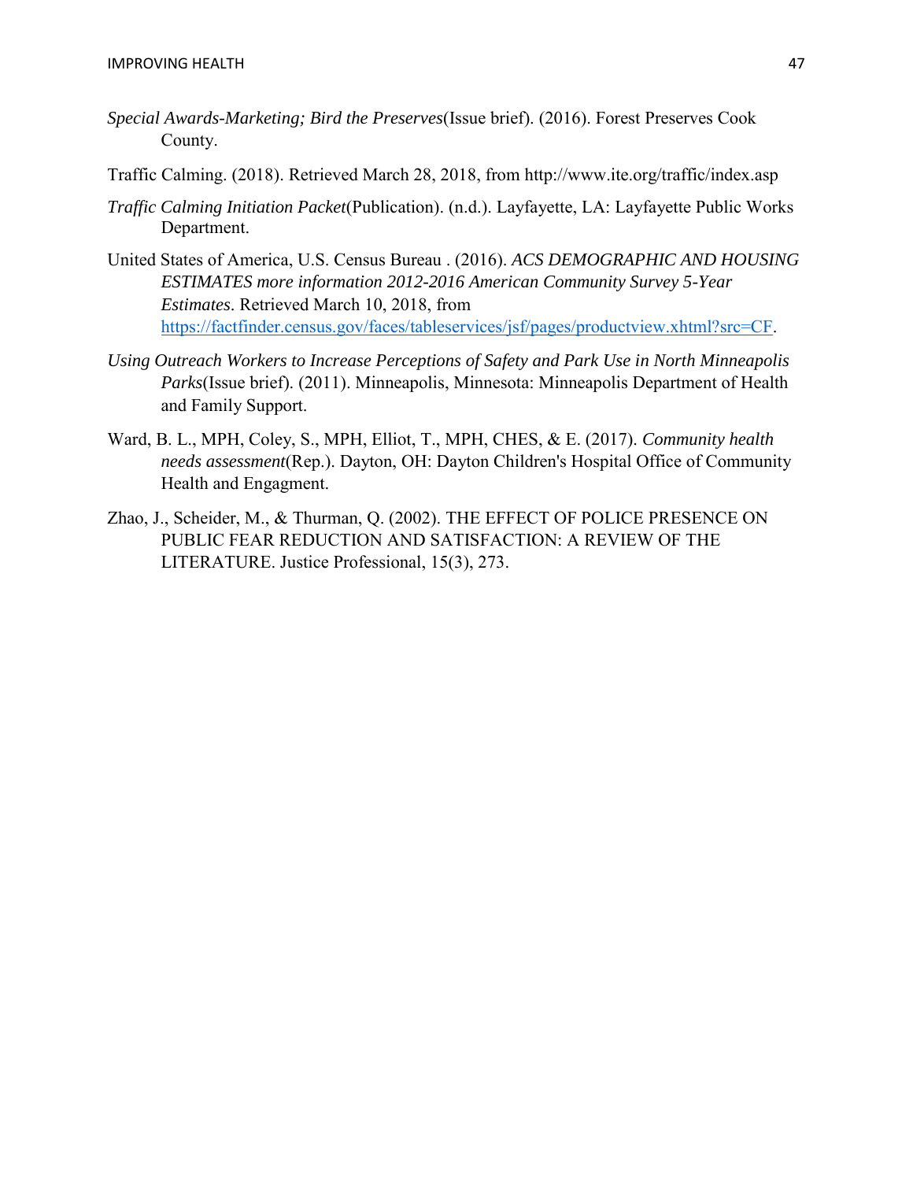*Special Awards-Marketing; Bird the Preserves*(Issue brief). (2016). Forest Preserves Cook County.

Traffic Calming. (2018). Retrieved March 28, 2018, from http://www.ite.org/traffic/index.asp

*Traffic Calming Initiation Packet*(Publication). (n.d.). Layfayette, LA: Layfayette Public Works Department.

United States of America, U.S. Census Bureau . (2016). *ACS DEMOGRAPHIC AND HOUSING ESTIMATES more information 2012-2016 American Community Survey 5-Year Estimates*. Retrieved March 10, 2018, from https://factfinder.census.gov/faces/tableservices/jsf/pages/productview.xhtml?src=CF.

*Using Outreach Workers to Increase Perceptions of Safety and Park Use in North Minneapolis Parks*(Issue brief). (2011). Minneapolis, Minnesota: Minneapolis Department of Health and Family Support.

Ward, B. L., MPH, Coley, S., MPH, Elliot, T., MPH, CHES, & E. (2017). *Community health needs assessment*(Rep.). Dayton, OH: Dayton Children's Hospital Office of Community Health and Engagment.

Zhao, J., Scheider, M., & Thurman, Q. (2002). THE EFFECT OF POLICE PRESENCE ON PUBLIC FEAR REDUCTION AND SATISFACTION: A REVIEW OF THE LITERATURE. Justice Professional, 15(3), 273.